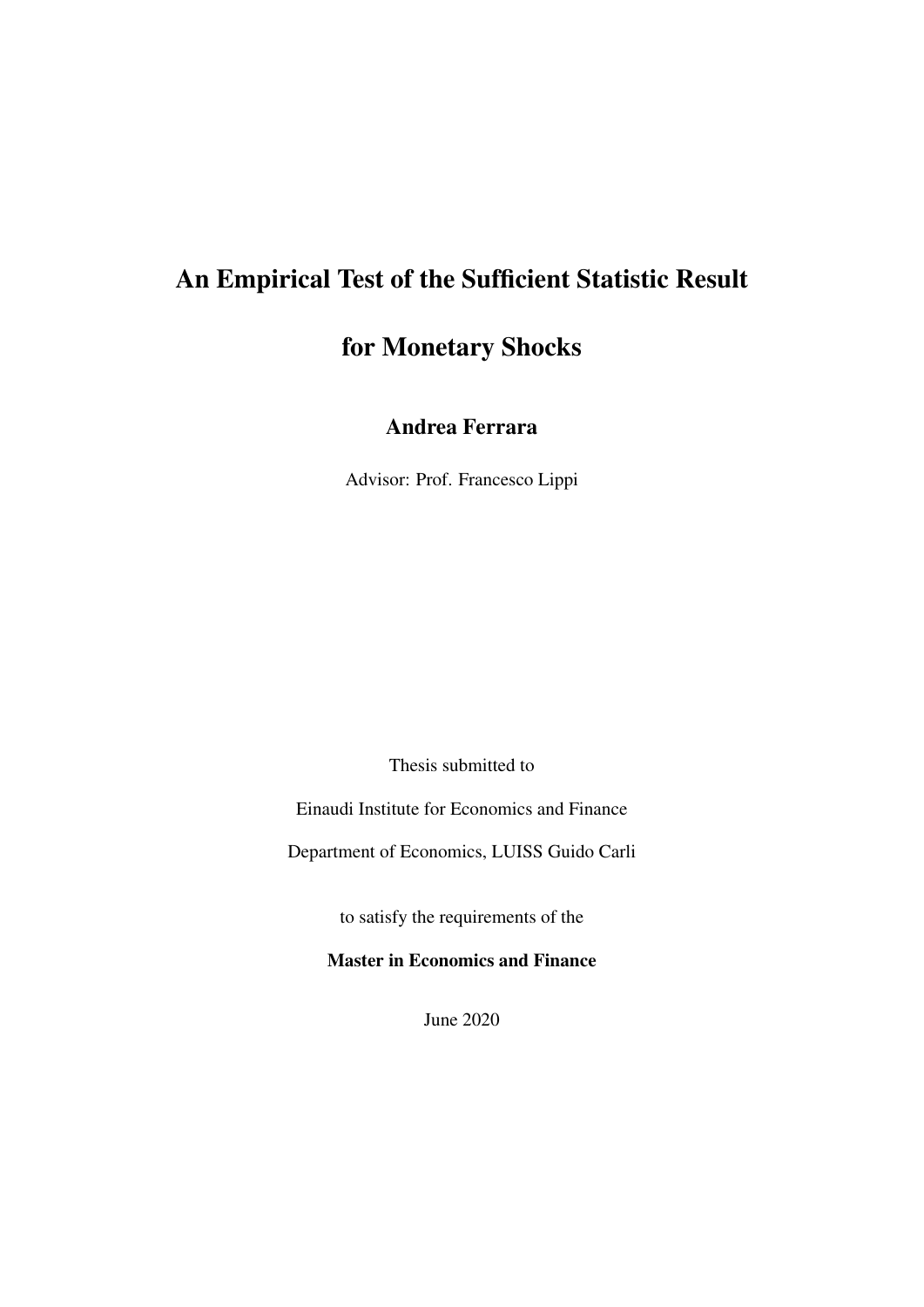# An Empirical Test of the Sufficient Statistic Result for Monetary Shocks

**Andrea Ferrara**

Advisor: Prof. Francesco Lippi

Thesis submitted to

Einaudi Institute for Economics and Finance

Department of Economics, LUISS Guido Carli

to satisfy the requirements of the

**Master in Economics and Finance**

June 2020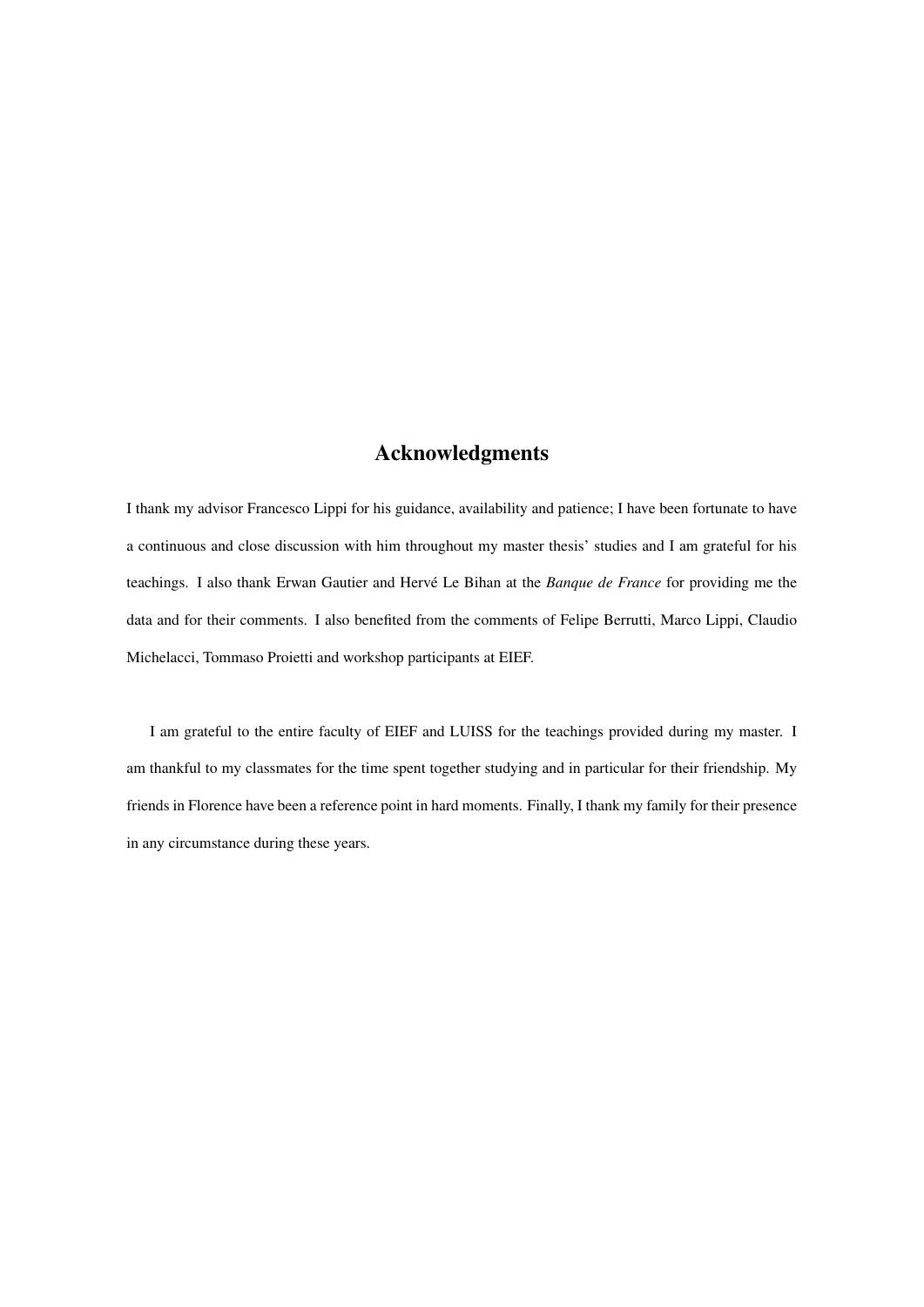# Acknowledgments

I thank my advisor Francesco Lippi for his guidance, availability and patience; I have been fortunate to have a continuous and close discussion with him throughout my master thesis' studies and I am grateful for his teachings. I also thank Erwan Gautier and Hervé Le Bihan at the *Banque de France* for providing me the data and for their comments. I also benefited from the comments of Felipe Berrutti, Marco Lippi, Claudio Michelacci, Tommaso Proietti and workshop participants at EIEF.

I am grateful to the entire faculty of EIEF and LUISS for the teachings provided during my master. I am thankful to my classmates for the time spent together studying and in particular for their friendship. My friends in Florence have been a reference point in hard moments. Finally, I thank my family for their presence in any circumstance during these years.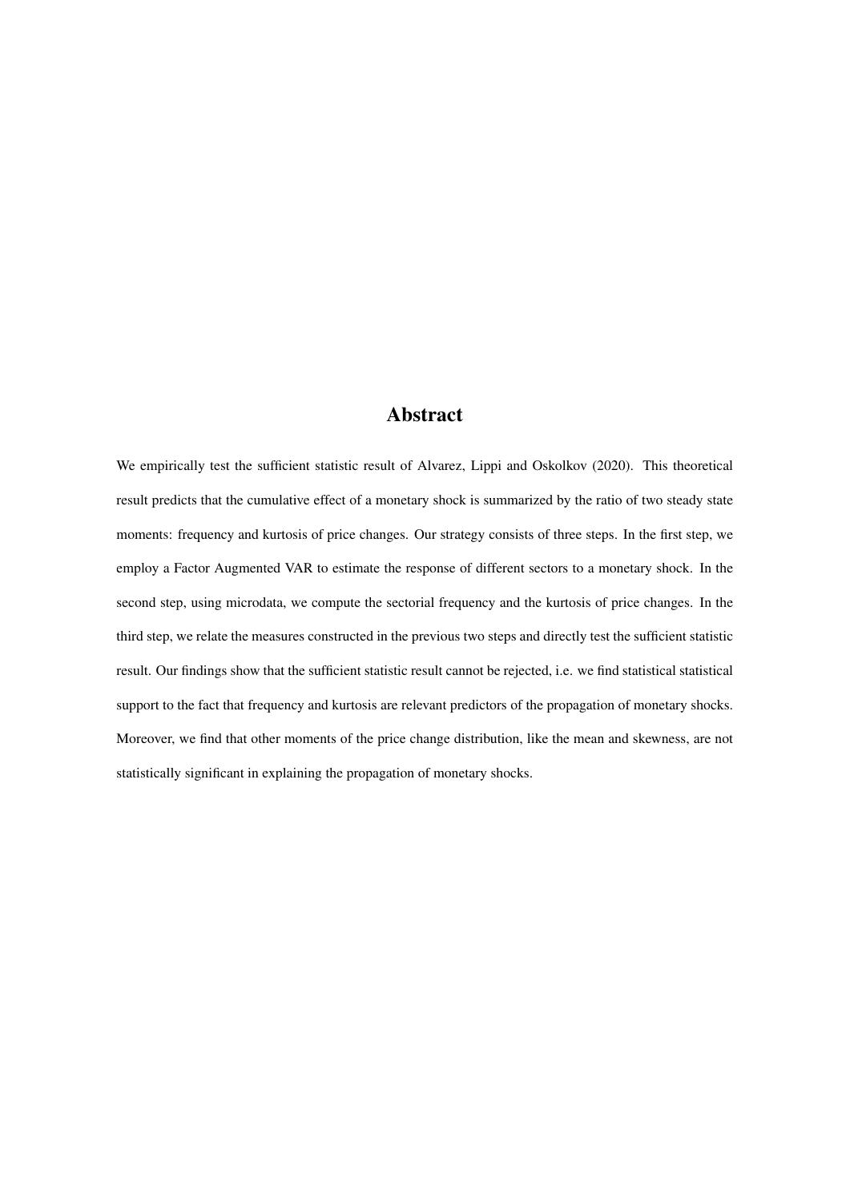## Abstract

We empirically test the sufficient statistic result of Alvarez, Lippi and Oskolkov (2020). This theoretical result predicts that the cumulative effect of a monetary shock is summarized by the ratio of two steady state moments: frequency and kurtosis of price changes. Our strategy consists of three steps. In the first step, we employ a Factor Augmented VAR to estimate the response of different sectors to a monetary shock. In the second step, using microdata, we compute the sectorial frequency and the kurtosis of price changes. In the third step, we relate the measures constructed in the previous two steps and directly test the sufficient statistic result. Our findings show that the sufficient statistic result cannot be rejected, i.e. we find statistical statistical support to the fact that frequency and kurtosis are relevant predictors of the propagation of monetary shocks. Moreover, we find that other moments of the price change distribution, like the mean and skewness, are not statistically significant in explaining the propagation of monetary shocks.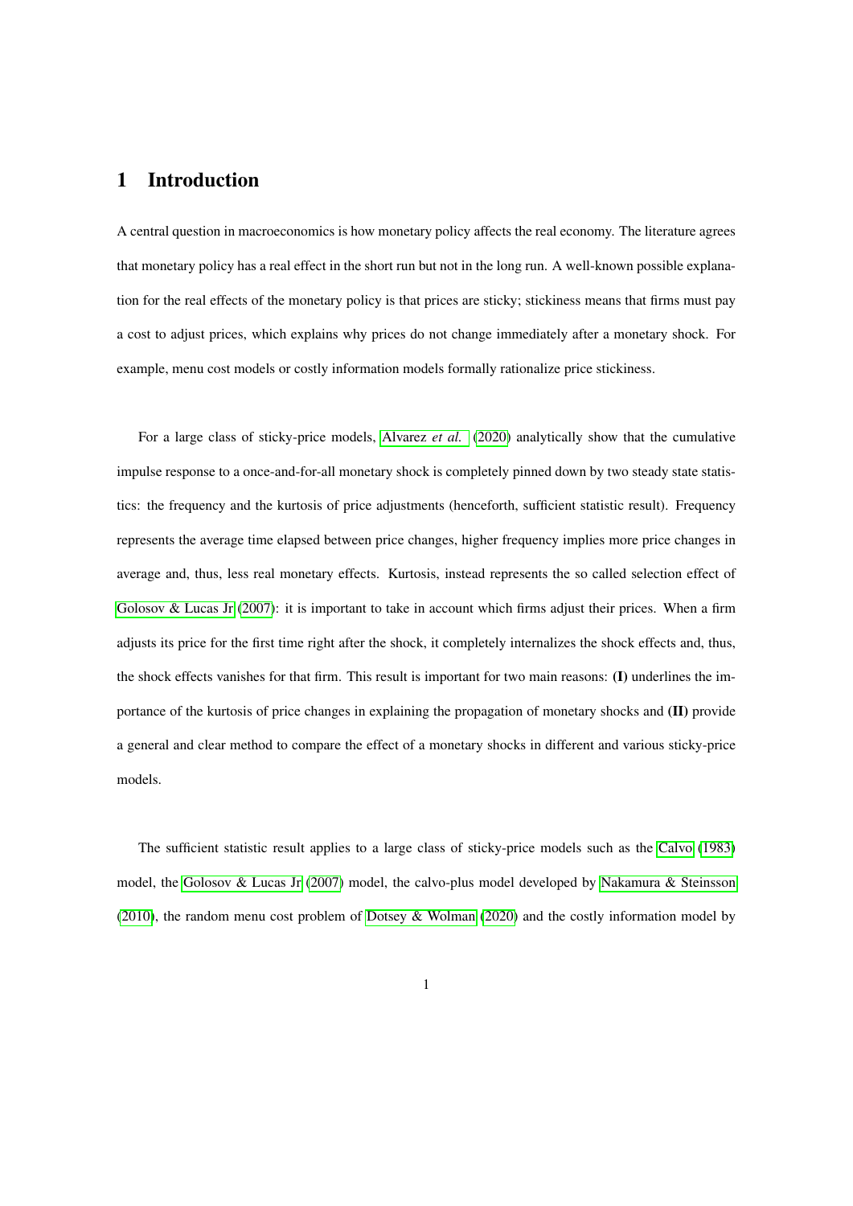# 1 Introduction

A central question in macroeconomics is how monetary policy affects the real economy. The literature agrees that monetary policy has a real effect in the short run but not in the long run. A well-known possible explanation for the real effects of the monetary policy is that prices are sticky; stickiness means that firms must pay a cost to adjust prices, which explains why prices do not change immediately after a monetary shock. For example, menu cost models or costly information models formally rationalize price stickiness.

For a large class of sticky-price models, Alvarez *et al.* (2020) analytically show that the cumulative impulse response to a once-and-for-all monetary shock is completely pinned down by two steady state statistics: the frequency and the kurtosis of price adjustments (henceforth, sufficient statistic result). Frequency represents the average time elapsed between price changes, higher frequency implies more price changes in average and, thus, less real monetary effects. Kurtosis, instead represents the so called selection effect of Golosov & Lucas Jr (2007): it is important to take in account which firms adjust their prices. When a firm adjusts its price for the first time right after the shock, it completely internalizes the shock effects and, thus, the shock effects vanishes for that firm. This result is important for two main reasons: **(I)** underlines the importance of the kurtosis of price changes in explaining the propagation of monetary shocks and **(II)** provide a general and clear method to compare the effect of a monetary shocks in different and various sticky-price models.

The sufficient statistic result applies to a large class of sticky-price models such as the Calvo (1983) model, the Golosov & Lucas Jr (2007) model, the calvo-plus model developed by Nakamura & Steinsson (2010), the random menu cost problem of Dotsey & Wolman (2020) and the costly information model by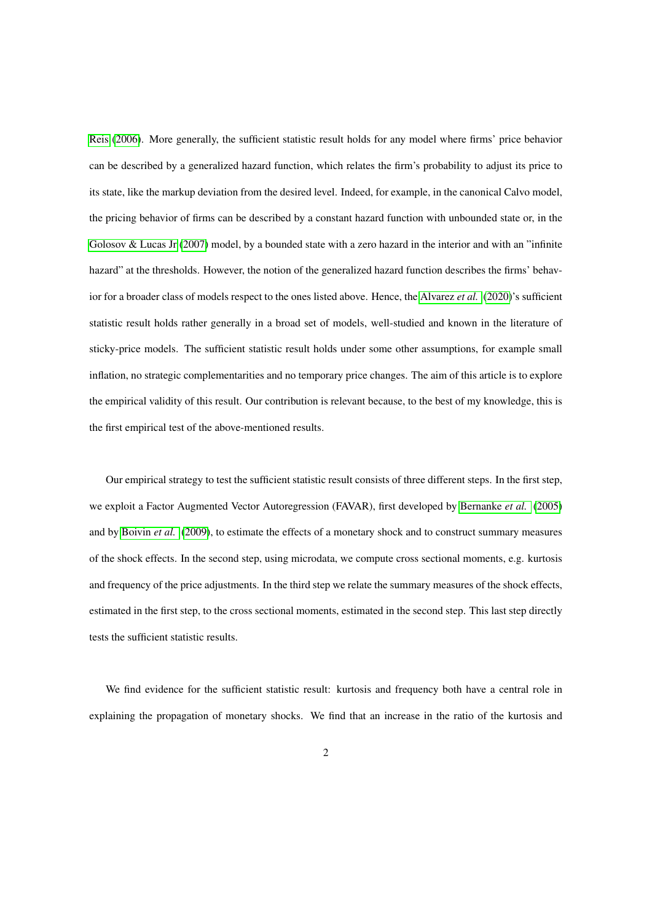Reis (2006). More generally, the sufficient statistic result holds for any model where firms' price behavior can be described by a generalized hazard function, which relates the firm's probability to adjust its price to its state, like the markup deviation from the desired level. Indeed, for example, in the canonical Calvo model, the pricing behavior of firms can be described by a constant hazard function with unbounded state or, in the Golosov & Lucas Jr (2007) model, by a bounded state with a zero hazard in the interior and with an "infinite hazard" at the thresholds. However, the notion of the generalized hazard function describes the firms' behavior for a broader class of models respect to the ones listed above. Hence, the Alvarez *et al.* (2020)'s sufficient statistic result holds rather generally in a broad set of models, well-studied and known in the literature of sticky-price models. The sufficient statistic result holds under some other assumptions, for example small inflation, no strategic complementarities and no temporary price changes. The aim of this article is to explore the empirical validity of this result. Our contribution is relevant because, to the best of my knowledge, this is the first empirical test of the above-mentioned results.

Our empirical strategy to test the sufficient statistic result consists of three different steps. In the first step, we exploit a Factor Augmented Vector Autoregression (FAVAR), first developed by Bernanke *et al.* (2005) and by Boivin *et al.* (2009), to estimate the effects of a monetary shock and to construct summary measures of the shock effects. In the second step, using microdata, we compute cross sectional moments, e.g. kurtosis and frequency of the price adjustments. In the third step we relate the summary measures of the shock effects, estimated in the first step, to the cross sectional moments, estimated in the second step. This last step directly tests the sufficient statistic results.

We find evidence for the sufficient statistic result: kurtosis and frequency both have a central role in explaining the propagation of monetary shocks. We find that an increase in the ratio of the kurtosis and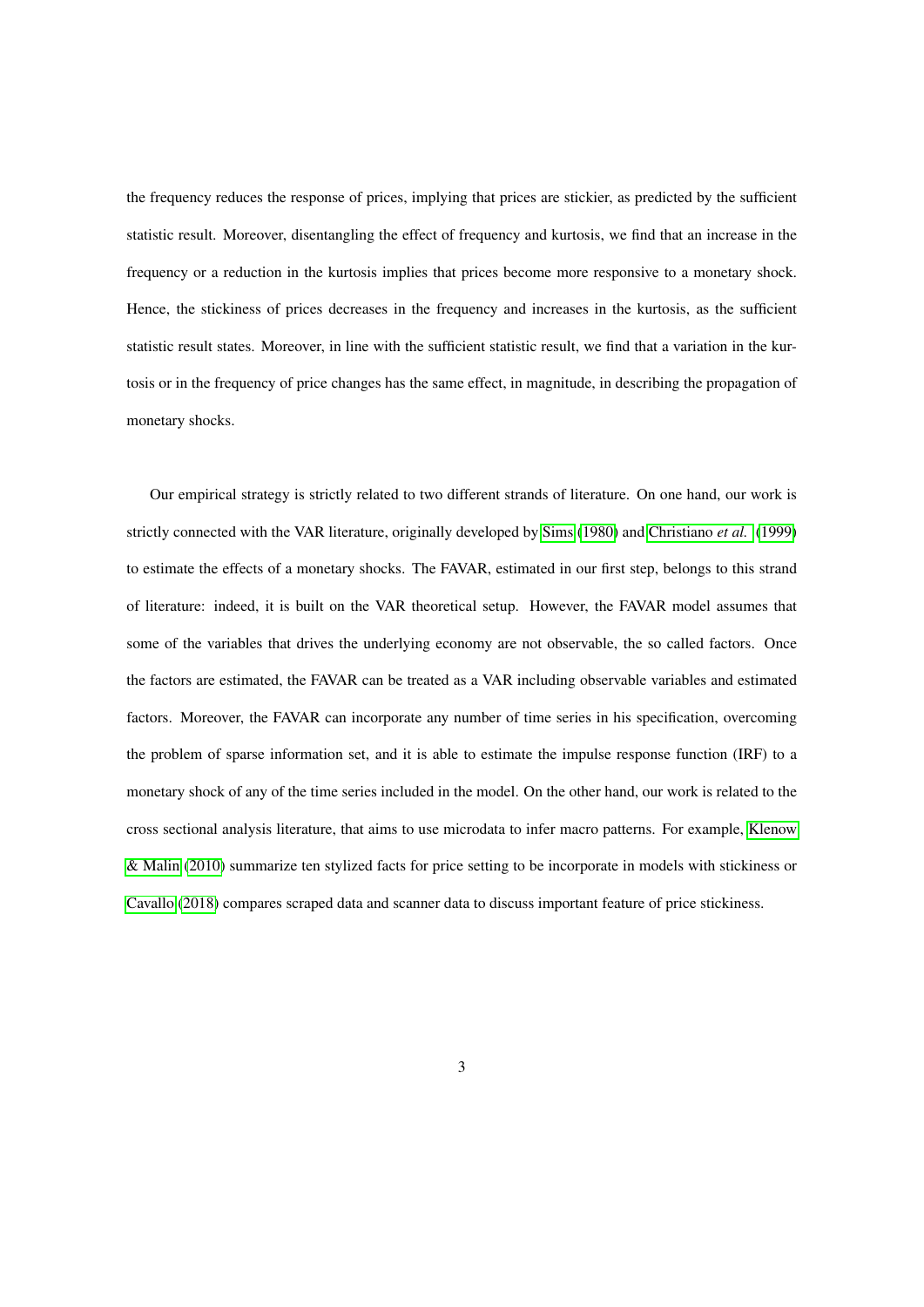the frequency reduces the response of prices, implying that prices are stickier, as predicted by the sufficient statistic result. Moreover, disentangling the effect of frequency and kurtosis, we find that an increase in the frequency or a reduction in the kurtosis implies that prices become more responsive to a monetary shock. Hence, the stickiness of prices decreases in the frequency and increases in the kurtosis, as the sufficient statistic result states. Moreover, in line with the sufficient statistic result, we find that a variation in the kurtosis or in the frequency of price changes has the same effect, in magnitude, in describing the propagation of monetary shocks.

Our empirical strategy is strictly related to two different strands of literature. On one hand, our work is strictly connected with the VAR literature, originally developed by Sims (1980) and Christiano *et al.* (1999) to estimate the effects of a monetary shocks. The FAVAR, estimated in our first step, belongs to this strand of literature: indeed, it is built on the VAR theoretical setup. However, the FAVAR model assumes that some of the variables that drives the underlying economy are not observable, the so called factors. Once the factors are estimated, the FAVAR can be treated as a VAR including observable variables and estimated factors. Moreover, the FAVAR can incorporate any number of time series in his specification, overcoming the problem of sparse information set, and it is able to estimate the impulse response function (IRF) to a monetary shock of any of the time series included in the model. On the other hand, our work is related to the cross sectional analysis literature, that aims to use microdata to infer macro patterns. For example, Klenow & Malin (2010) summarize ten stylized facts for price setting to be incorporate in models with stickiness or Cavallo (2018) compares scraped data and scanner data to discuss important feature of price stickiness.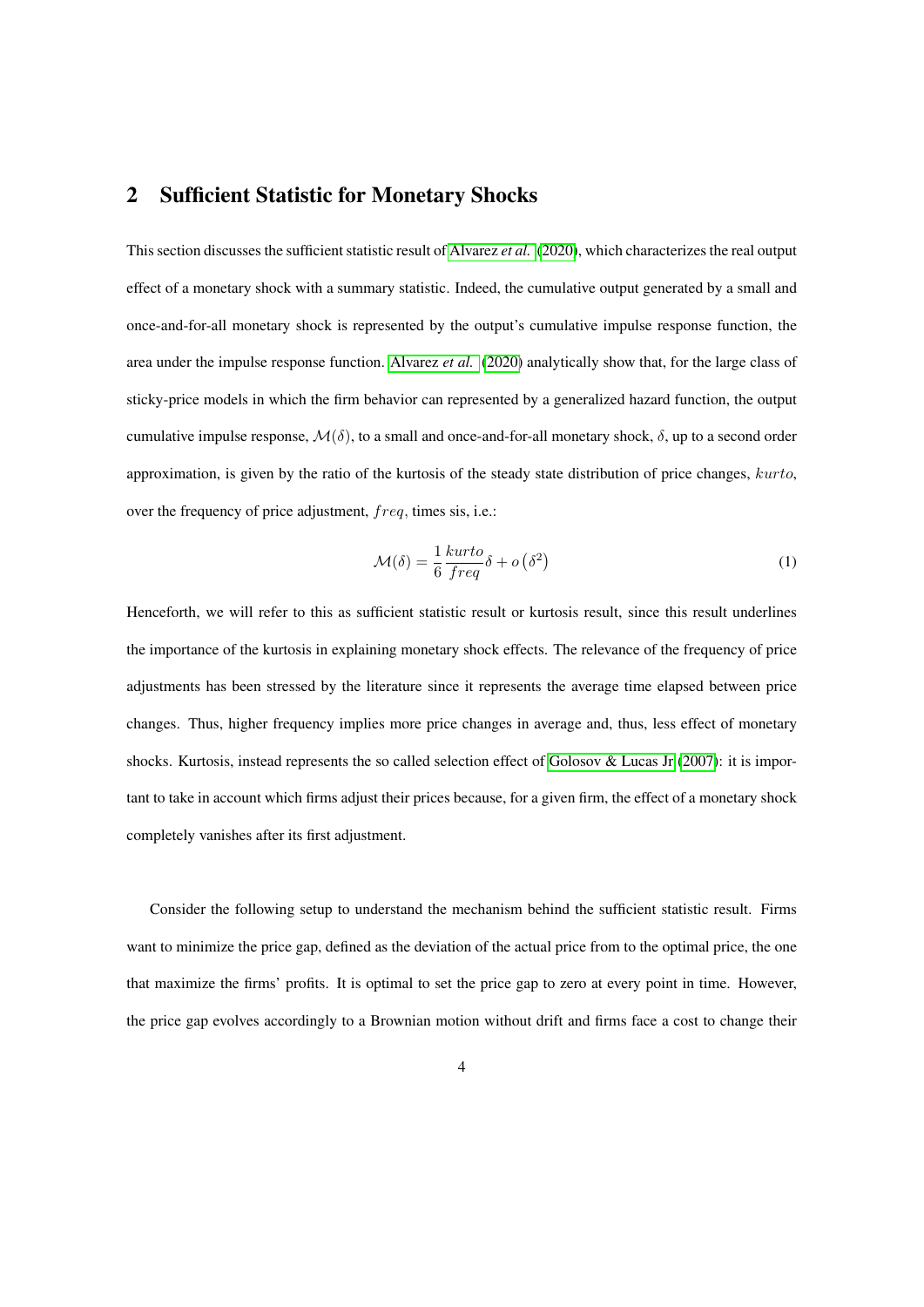## 2 Sufficient Statistic for Monetary Shocks

This section discusses the sufficient statistic result of Alvarez *et al.* (2020), which characterizes the real output effect of a monetary shock with a summary statistic. Indeed, the cumulative output generated by a small and once-and-for-all monetary shock is represented by the output's cumulative impulse response function, the area under the impulse response function. Alvarez *et al.* (2020) analytically show that, for the large class of sticky-price models in which the firm behavior can represented by a generalized hazard function, the output cumulative impulse response, $\mathcal{M}(\delta)$, to a small and once-and-for-all monetary shock, $\delta$, up to a second order approximation, is given by the ratio of the kurtosis of the steady state distribution of price changes, $kurto$, over the frequency of price adjustment, $freq$, times sis, i.e.:

$$\mathcal{M}(\delta) = \frac{1}{6}\frac{kurto}{freq}\delta + o\left(\delta^2\right) \tag{1}$$

Henceforth, we will refer to this as sufficient statistic result or kurtosis result, since this result underlines the importance of the kurtosis in explaining monetary shock effects. The relevance of the frequency of price adjustments has been stressed by the literature since it represents the average time elapsed between price changes. Thus, higher frequency implies more price changes in average and, thus, less effect of monetary shocks. Kurtosis, instead represents the so called selection effect of Golosov & Lucas Jr (2007): it is important to take in account which firms adjust their prices because, for a given firm, the effect of a monetary shock completely vanishes after its first adjustment.

Consider the following setup to understand the mechanism behind the sufficient statistic result. Firms want to minimize the price gap, defined as the deviation of the actual price from to the optimal price, the one that maximize the firms' profits. It is optimal to set the price gap to zero at every point in time. However, the price gap evolves accordingly to a Brownian motion without drift and firms face a cost to change their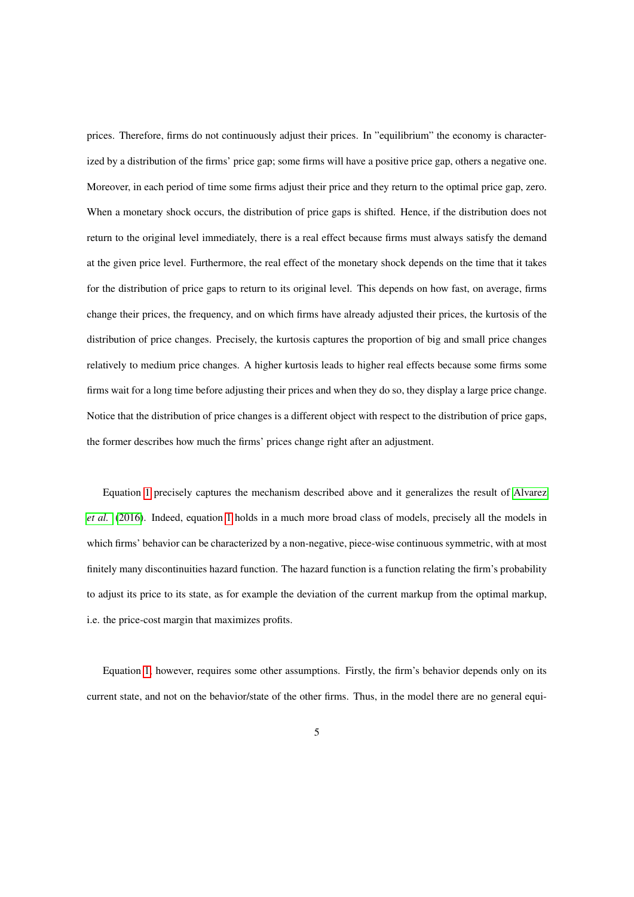prices. Therefore, firms do not continuously adjust their prices. In "equilibrium" the economy is characterized by a distribution of the firms' price gap; some firms will have a positive price gap, others a negative one. Moreover, in each period of time some firms adjust their price and they return to the optimal price gap, zero. When a monetary shock occurs, the distribution of price gaps is shifted. Hence, if the distribution does not return to the original level immediately, there is a real effect because firms must always satisfy the demand at the given price level. Furthermore, the real effect of the monetary shock depends on the time that it takes for the distribution of price gaps to return to its original level. This depends on how fast, on average, firms change their prices, the frequency, and on which firms have already adjusted their prices, the kurtosis of the distribution of price changes. Precisely, the kurtosis captures the proportion of big and small price changes relatively to medium price changes. A higher kurtosis leads to higher real effects because some firms some firms wait for a long time before adjusting their prices and when they do so, they display a large price change. Notice that the distribution of price changes is a different object with respect to the distribution of price gaps, the former describes how much the firms' prices change right after an adjustment.

Equation 1 precisely captures the mechanism described above and it generalizes the result of Alvarez *et al.* (2016). Indeed, equation 1 holds in a much more broad class of models, precisely all the models in which firms' behavior can be characterized by a non-negative, piece-wise continuous symmetric, with at most finitely many discontinuities hazard function. The hazard function is a function relating the firm's probability to adjust its price to its state, as for example the deviation of the current markup from the optimal markup, i.e. the price-cost margin that maximizes profits.

Equation 1, however, requires some other assumptions. Firstly, the firm's behavior depends only on its current state, and not on the behavior/state of the other firms. Thus, in the model there are no general equi-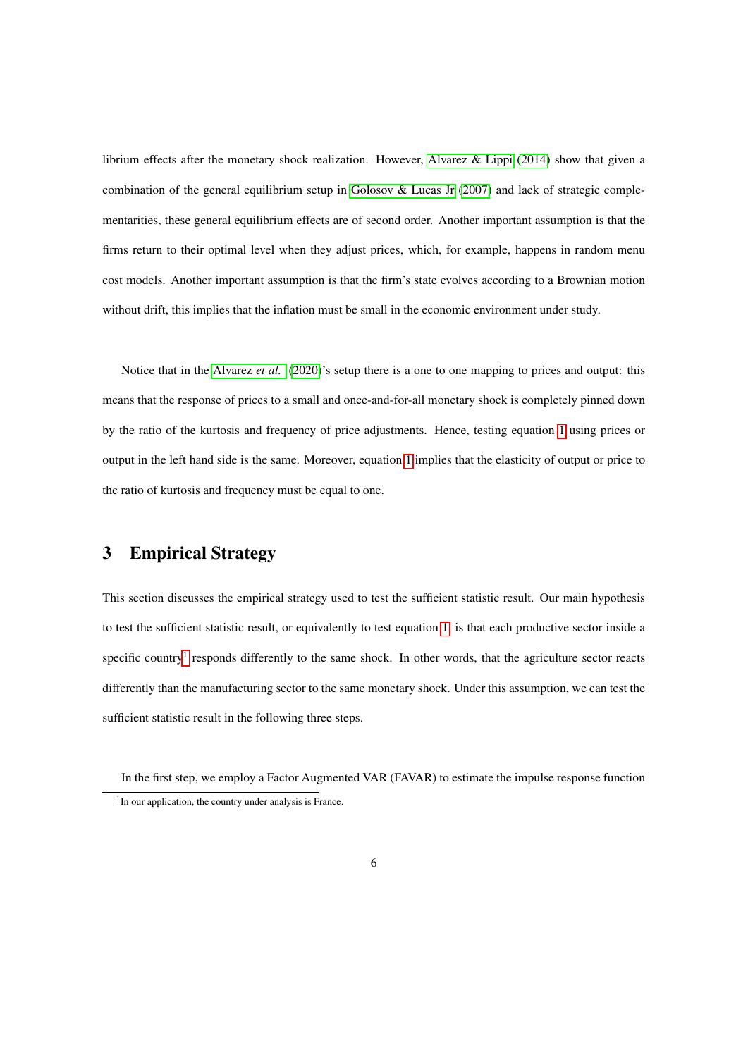librium effects after the monetary shock realization. However, Alvarez & Lippi (2014) show that given a combination of the general equilibrium setup in Golosov & Lucas Jr (2007) and lack of strategic complementarities, these general equilibrium effects are of second order. Another important assumption is that the firms return to their optimal level when they adjust prices, which, for example, happens in random menu cost models. Another important assumption is that the firm's state evolves according to a Brownian motion without drift, this implies that the inflation must be small in the economic environment under study.

Notice that in the Alvarez *et al.* (2020)'s setup there is a one to one mapping to prices and output: this means that the response of prices to a small and once-and-for-all monetary shock is completely pinned down by the ratio of the kurtosis and frequency of price adjustments. Hence, testing equation 1 using prices or output in the left hand side is the same. Moreover, equation 1 implies that the elasticity of output or price to the ratio of kurtosis and frequency must be equal to one.

## 3 Empirical Strategy

This section discusses the empirical strategy used to test the sufficient statistic result. Our main hypothesis to test the sufficient statistic result, or equivalently to test equation 1, is that each productive sector inside a specific country[1] responds differently to the same shock. In other words, that the agriculture sector reacts differently than the manufacturing sector to the same monetary shock. Under this assumption, we can test the sufficient statistic result in the following three steps.

In the first step, we employ a Factor Augmented VAR (FAVAR) to estimate the impulse response function

[1] In our application, the country under analysis is France.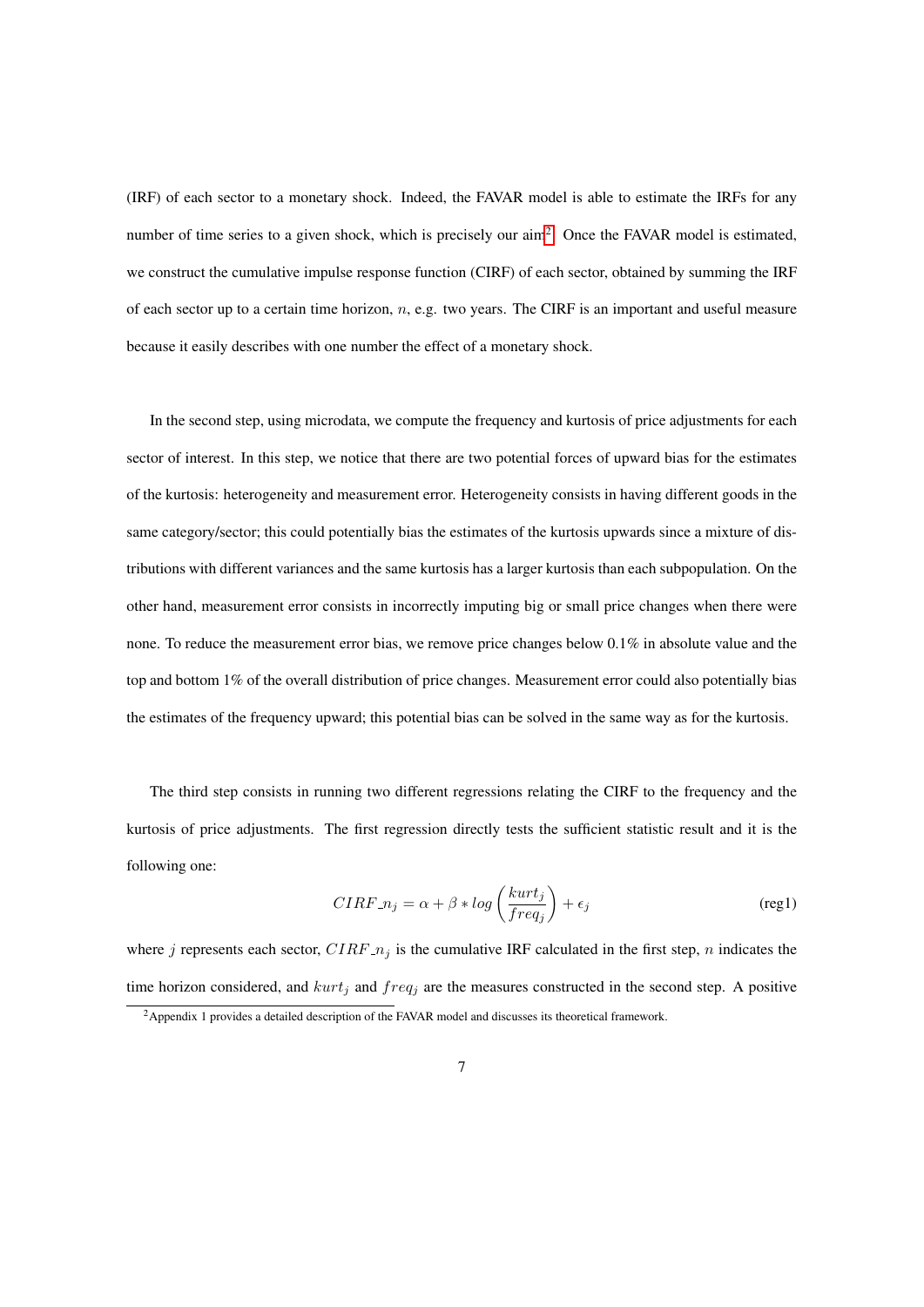(IRF) of each sector to a monetary shock. Indeed, the FAVAR model is able to estimate the IRFs for any number of time series to a given shock, which is precisely our aim[2]. Once the FAVAR model is estimated, we construct the cumulative impulse response function (CIRF) of each sector, obtained by summing the IRF of each sector up to a certain time horizon, $n$, e.g. two years. The CIRF is an important and useful measure because it easily describes with one number the effect of a monetary shock.

In the second step, using microdata, we compute the frequency and kurtosis of price adjustments for each sector of interest. In this step, we notice that there are two potential forces of upward bias for the estimates of the kurtosis: heterogeneity and measurement error. Heterogeneity consists in having different goods in the same category/sector; this could potentially bias the estimates of the kurtosis upwards since a mixture of distributions with different variances and the same kurtosis has a larger kurtosis than each subpopulation. On the other hand, measurement error consists in incorrectly imputing big or small price changes when there were none. To reduce the measurement error bias, we remove price changes below 0.1% in absolute value and the top and bottom 1% of the overall distribution of price changes. Measurement error could also potentially bias the estimates of the frequency upward; this potential bias can be solved in the same way as for the kurtosis.

The third step consists in running two different regressions relating the CIRF to the frequency and the kurtosis of price adjustments. The first regression directly tests the sufficient statistic result and it is the following one:

$$CIRF\_n_j = \alpha + \beta * log\left(\frac{kurt_j}{freq_j}\right) + \epsilon_j \tag{reg1}$$

where $j$ represents each sector, $CIRF\_n_j$ is the cumulative IRF calculated in the first step, $n$ indicates the time horizon considered, and $kurt_j$ and $freq_j$ are the measures constructed in the second step. A positive

[2] Appendix 1 provides a detailed description of the FAVAR model and discusses its theoretical framework.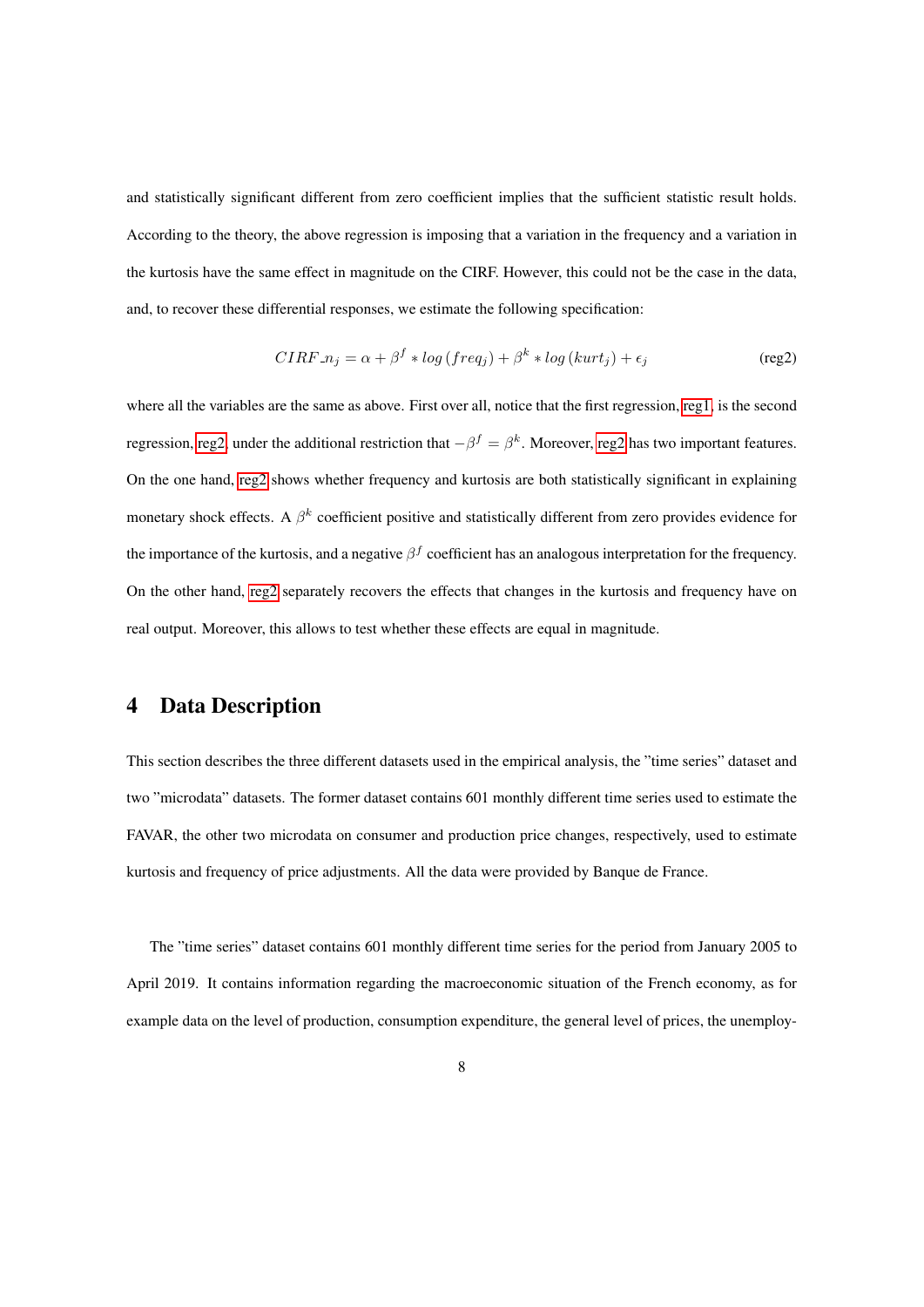and statistically significant different from zero coefficient implies that the sufficient statistic result holds. According to the theory, the above regression is imposing that a variation in the frequency and a variation in the kurtosis have the same effect in magnitude on the CIRF. However, this could not be the case in the data, and, to recover these differential responses, we estimate the following specification:

$$CIRF\_n_j = \alpha + \beta^f * log\left(freq_j\right) + \beta^k * log\left(kurt_j\right) + \epsilon_j \tag{reg2}$$

where all the variables are the same as above. First over all, notice that the first regression, reg1, is the second regression, reg2, under the additional restriction that $-\beta^f = \beta^k$. Moreover, reg2 has two important features. On the one hand, reg2 shows whether frequency and kurtosis are both statistically significant in explaining monetary shock effects. A $\beta^k$ coefficient positive and statistically different from zero provides evidence for the importance of the kurtosis, and a negative $\beta^f$ coefficient has an analogous interpretation for the frequency. On the other hand, reg2 separately recovers the effects that changes in the kurtosis and frequency have on real output. Moreover, this allows to test whether these effects are equal in magnitude.

# 4 Data Description

This section describes the three different datasets used in the empirical analysis, the "time series" dataset and two "microdata" datasets. The former dataset contains 601 monthly different time series used to estimate the FAVAR, the other two microdata on consumer and production price changes, respectively, used to estimate kurtosis and frequency of price adjustments. All the data were provided by Banque de France.

The "time series" dataset contains 601 monthly different time series for the period from January 2005 to April 2019. It contains information regarding the macroeconomic situation of the French economy, as for example data on the level of production, consumption expenditure, the general level of prices, the unemploy-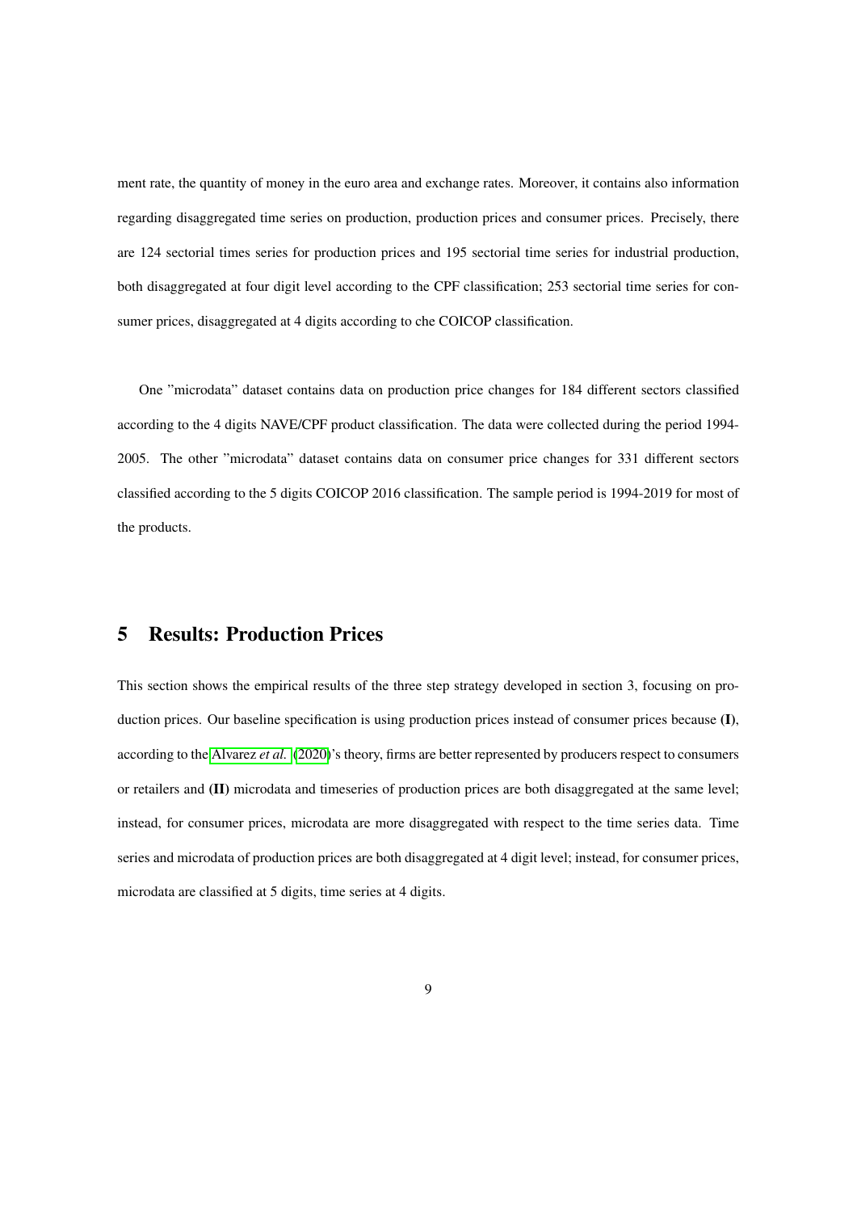ment rate, the quantity of money in the euro area and exchange rates. Moreover, it contains also information regarding disaggregated time series on production, production prices and consumer prices. Precisely, there are 124 sectorial times series for production prices and 195 sectorial time series for industrial production, both disaggregated at four digit level according to the CPF classification; 253 sectorial time series for consumer prices, disaggregated at 4 digits according to che COICOP classification.

One "microdata" dataset contains data on production price changes for 184 different sectors classified according to the 4 digits NAVE/CPF product classification. The data were collected during the period 1994-2005. The other "microdata" dataset contains data on consumer price changes for 331 different sectors classified according to the 5 digits COICOP 2016 classification. The sample period is 1994-2019 for most of the products.

# 5 Results: Production Prices

This section shows the empirical results of the three step strategy developed in section 3, focusing on production prices. Our baseline specification is using production prices instead of consumer prices because **(I)**, according to the Alvarez *et al.* (2020)'s theory, firms are better represented by producers respect to consumers or retailers and **(II)** microdata and timeseries of production prices are both disaggregated at the same level; instead, for consumer prices, microdata are more disaggregated with respect to the time series data. Time series and microdata of production prices are both disaggregated at 4 digit level; instead, for consumer prices, microdata are classified at 5 digits, time series at 4 digits.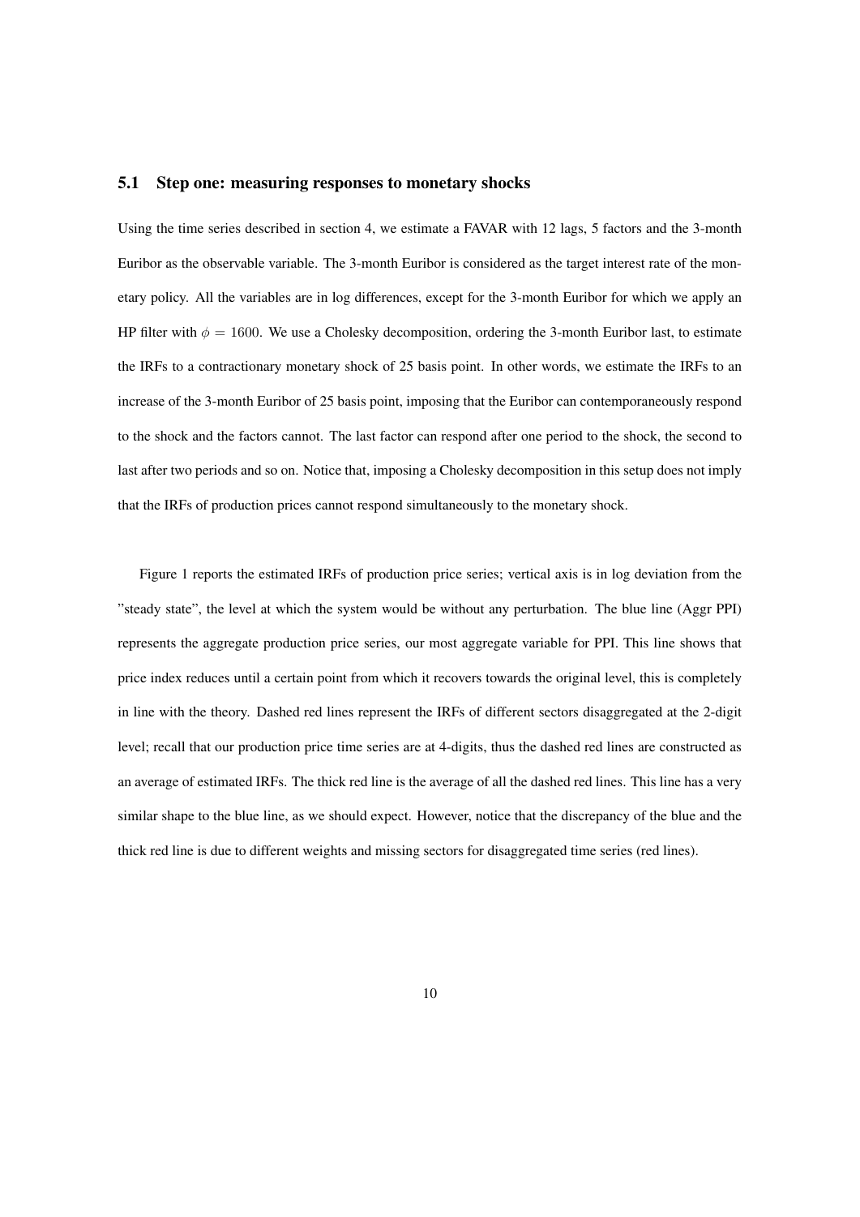### 5.1 Step one: measuring responses to monetary shocks

Using the time series described in section 4, we estimate a FAVAR with 12 lags, 5 factors and the 3-month Euribor as the observable variable. The 3-month Euribor is considered as the target interest rate of the monetary policy. All the variables are in log differences, except for the 3-month Euribor for which we apply an HP filter with $\phi = 1600$. We use a Cholesky decomposition, ordering the 3-month Euribor last, to estimate the IRFs to a contractionary monetary shock of 25 basis point. In other words, we estimate the IRFs to an increase of the 3-month Euribor of 25 basis point, imposing that the Euribor can contemporaneously respond to the shock and the factors cannot. The last factor can respond after one period to the shock, the second to last after two periods and so on. Notice that, imposing a Cholesky decomposition in this setup does not imply that the IRFs of production prices cannot respond simultaneously to the monetary shock.

Figure 1 reports the estimated IRFs of production price series; vertical axis is in log deviation from the "steady state", the level at which the system would be without any perturbation. The blue line (Aggr PPI) represents the aggregate production price series, our most aggregate variable for PPI. This line shows that price index reduces until a certain point from which it recovers towards the original level, this is completely in line with the theory. Dashed red lines represent the IRFs of different sectors disaggregated at the 2-digit level; recall that our production price time series are at 4-digits, thus the dashed red lines are constructed as an average of estimated IRFs. The thick red line is the average of all the dashed red lines. This line has a very similar shape to the blue line, as we should expect. However, notice that the discrepancy of the blue and the thick red line is due to different weights and missing sectors for disaggregated time series (red lines).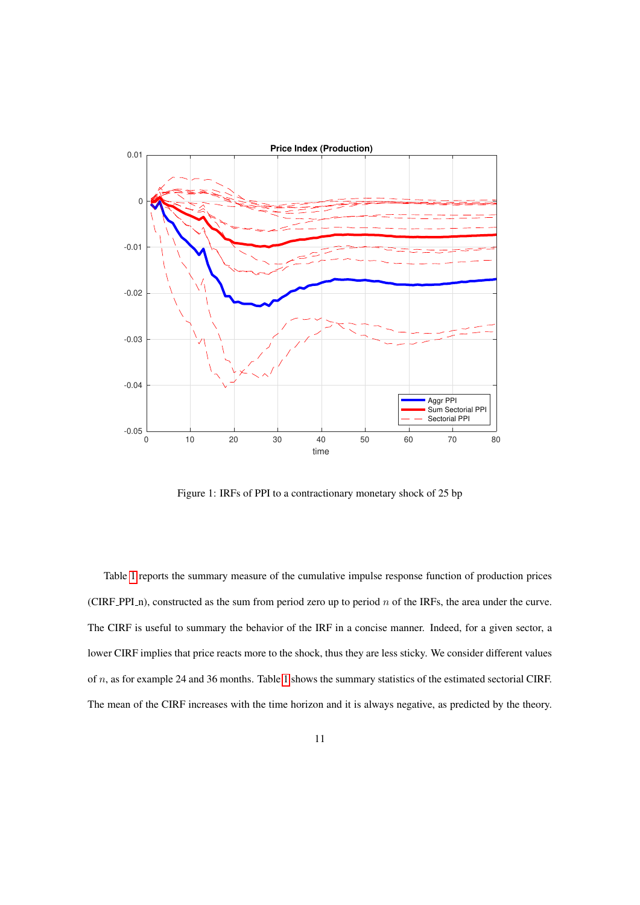Figure 1: IRFs of PPI to a contractionary monetary shock of 25 bp

Table 1 reports the summary measure of the cumulative impulse response function of production prices (CIRF_PPI_n), constructed as the sum from period zero up to period $n$ of the IRFs, the area under the curve. The CIRF is useful to summary the behavior of the IRF in a concise manner. Indeed, for a given sector, a lower CIRF implies that price reacts more to the shock, thus they are less sticky. We consider different values of $n$, as for example 24 and 36 months. Table 1 shows the summary statistics of the estimated sectorial CIRF. The mean of the CIRF increases with the time horizon and it is always negative, as predicted by the theory.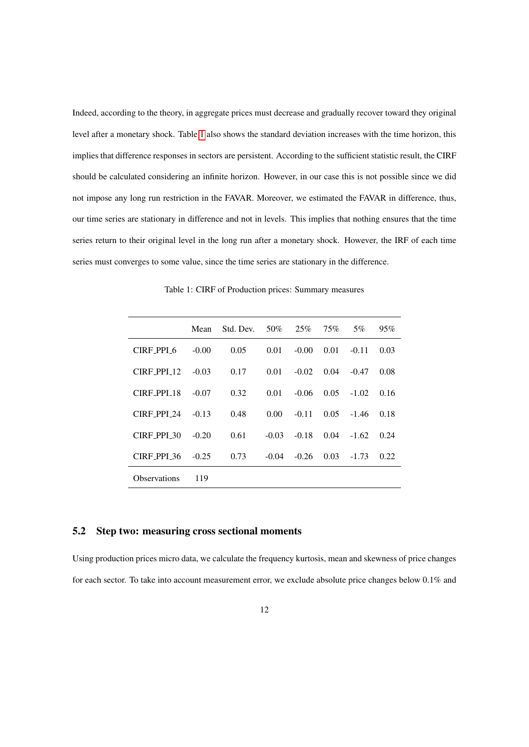Indeed, according to the theory, in aggregate prices must decrease and gradually recover toward they original level after a monetary shock. Table 1 also shows the standard deviation increases with the time horizon, this implies that difference responses in sectors are persistent. According to the sufficient statistic result, the CIRF should be calculated considering an infinite horizon. However, in our case this is not possible since we did not impose any long run restriction in the FAVAR. Moreover, we estimated the FAVAR in difference, thus, our time series are stationary in difference and not in levels. This implies that nothing ensures that the time series return to their original level in the long run after a monetary shock. However, the IRF of each time series must converges to some value, since the time series are stationary in the difference.

Table 1: CIRF of Production prices: Summary measures

| | Mean | Std. Dev. | 50% | 25% | 75% | 5% | 95% |
|---|---|---|---|---|---|---|---|
| CIRF_PPI_6 | -0.00 | 0.05 | 0.01 | -0.00 | 0.01 | -0.11 | 0.03 |
| CIRF_PPI_12 | -0.03 | 0.17 | 0.01 | -0.02 | 0.04 | -0.47 | 0.08 |
| CIRF_PPI_18 | -0.07 | 0.32 | 0.01 | -0.06 | 0.05 | -1.02 | 0.16 |
| CIRF_PPI_24 | -0.13 | 0.48 | 0.00 | -0.11 | 0.05 | -1.46 | 0.18 |
| CIRF_PPI_30 | -0.20 | 0.61 | -0.03 | -0.18 | 0.04 | -1.62 | 0.24 |
| CIRF_PPI_36 | -0.25 | 0.73 | -0.04 | -0.26 | 0.03 | -1.73 | 0.22 |
| Observations | 119 | | | | | | |

## 5.2 Step two: measuring cross sectional moments

Using production prices micro data, we calculate the frequency kurtosis, mean and skewness of price changes for each sector. To take into account measurement error, we exclude absolute price changes below 0.1% and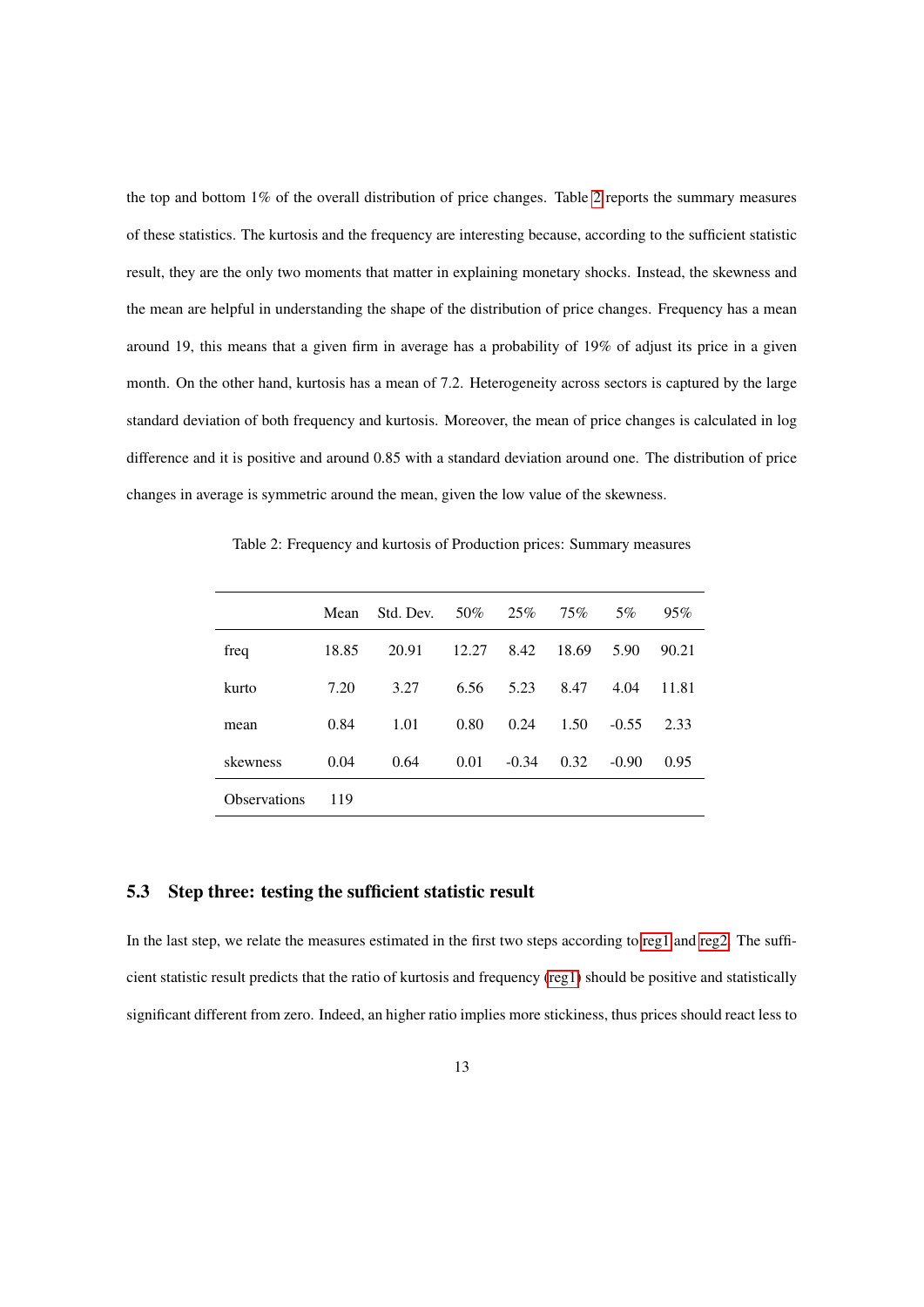the top and bottom 1% of the overall distribution of price changes. Table 2 reports the summary measures of these statistics. The kurtosis and the frequency are interesting because, according to the sufficient statistic result, they are the only two moments that matter in explaining monetary shocks. Instead, the skewness and the mean are helpful in understanding the shape of the distribution of price changes. Frequency has a mean around 19, this means that a given firm in average has a probability of 19% of adjust its price in a given month. On the other hand, kurtosis has a mean of 7.2. Heterogeneity across sectors is captured by the large standard deviation of both frequency and kurtosis. Moreover, the mean of price changes is calculated in log difference and it is positive and around 0.85 with a standard deviation around one. The distribution of price changes in average is symmetric around the mean, given the low value of the skewness.

Table 2: Frequency and kurtosis of Production prices: Summary measures

| | Mean | Std. Dev. | 50% | 25% | 75% | 5% | 95% |
|---|---|---|---|---|---|---|---|
| freq | 18.85 | 20.91 | 12.27 | 8.42 | 18.69 | 5.90 | 90.21 |
| kurto | 7.20 | 3.27 | 6.56 | 5.23 | 8.47 | 4.04 | 11.81 |
| mean | 0.84 | 1.01 | 0.80 | 0.24 | 1.50 | -0.55 | 2.33 |
| skewness | 0.04 | 0.64 | 0.01 | -0.34 | 0.32 | -0.90 | 0.95 |
| Observations | 119 | | | | | | |

### 5.3 Step three: testing the sufficient statistic result

In the last step, we relate the measures estimated in the first two steps according to reg1 and reg2. The sufficient statistic result predicts that the ratio of kurtosis and frequency (reg1) should be positive and statistically significant different from zero. Indeed, an higher ratio implies more stickiness, thus prices should react less to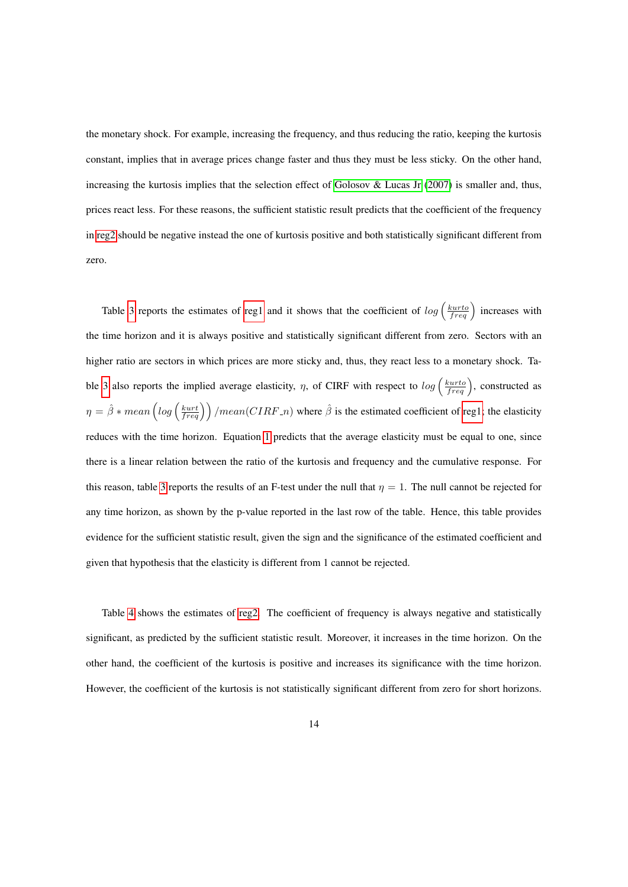the monetary shock. For example, increasing the frequency, and thus reducing the ratio, keeping the kurtosis constant, implies that in average prices change faster and thus they must be less sticky. On the other hand, increasing the kurtosis implies that the selection effect of Golosov & Lucas Jr (2007) is smaller and, thus, prices react less. For these reasons, the sufficient statistic result predicts that the coefficient of the frequency in reg2 should be negative instead the one of kurtosis positive and both statistically significant different from zero.

Table 3 reports the estimates of reg1 and it shows that the coefficient of $log\left(\frac{kurto}{freq}\right)$ increases with the time horizon and it is always positive and statistically significant different from zero. Sectors with an higher ratio are sectors in which prices are more sticky and, thus, they react less to a monetary shock. Table 3 also reports the implied average elasticity, $\eta$, of CIRF with respect to $log\left(\frac{kurto}{freq}\right)$, constructed as $\eta = \hat{\beta} * mean\left(log\left(\frac{kurt}{freq}\right)\right)/mean(CIRF\_n)$ where $\hat{\beta}$ is the estimated coefficient of reg1; the elasticity reduces with the time horizon. Equation 1 predicts that the average elasticity must be equal to one, since there is a linear relation between the ratio of the kurtosis and frequency and the cumulative response. For this reason, table 3 reports the results of an F-test under the null that $\eta = 1$. The null cannot be rejected for any time horizon, as shown by the p-value reported in the last row of the table. Hence, this table provides evidence for the sufficient statistic result, given the sign and the significance of the estimated coefficient and given that hypothesis that the elasticity is different from 1 cannot be rejected.

Table 4 shows the estimates of reg2. The coefficient of frequency is always negative and statistically significant, as predicted by the sufficient statistic result. Moreover, it increases in the time horizon. On the other hand, the coefficient of the kurtosis is positive and increases its significance with the time horizon. However, the coefficient of the kurtosis is not statistically significant different from zero for short horizons.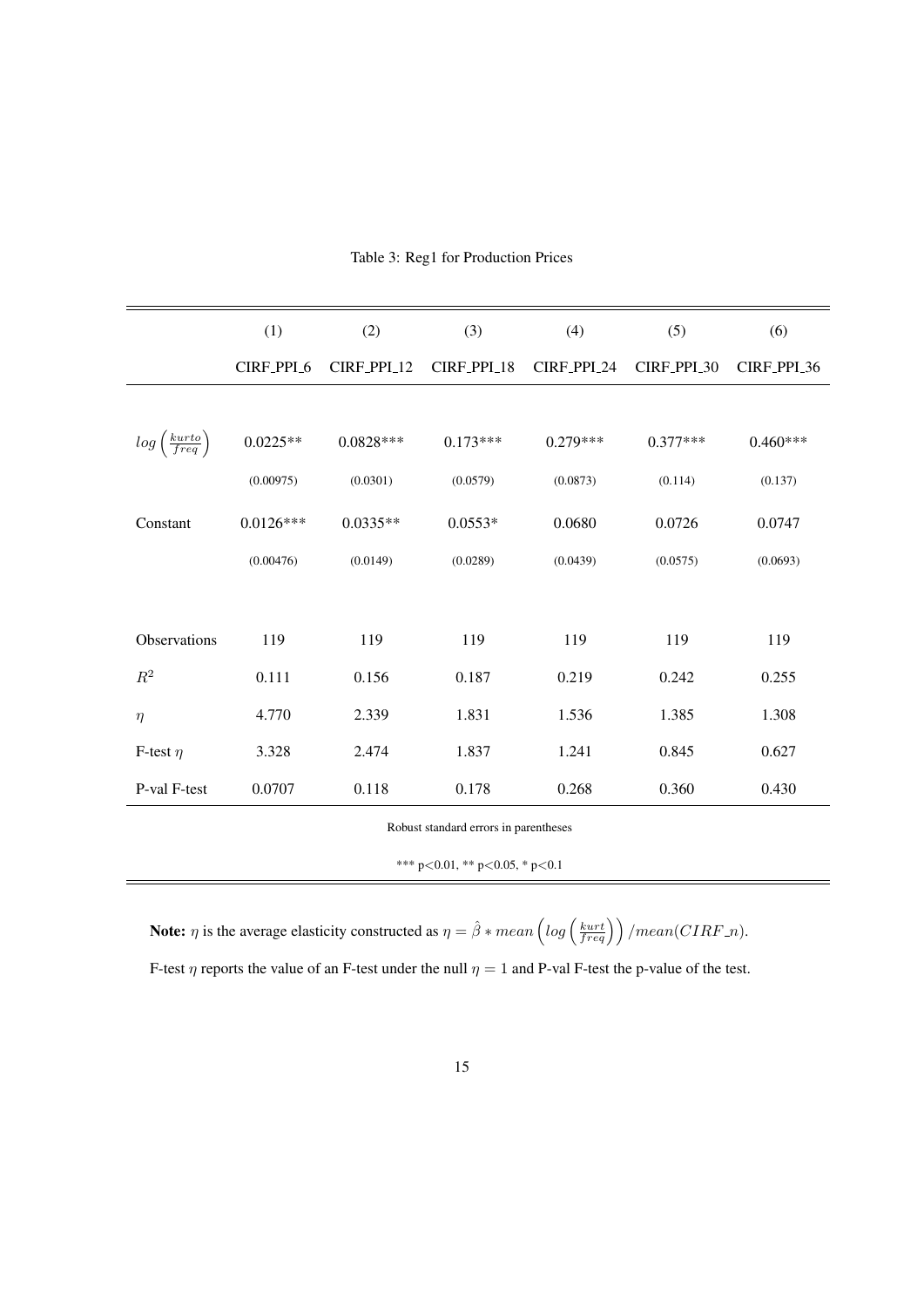Table 3: Reg1 for Production Prices

| | (1) | (2) | (3) | (4) | (5) | (6) |
|---|---|---|---|---|---|---|
| | CIRF_PPI_6 | CIRF_PPI_12 | CIRF_PPI_18 | CIRF_PPI_24 | CIRF_PPI_30 | CIRF_PPI_36 |
| $log\left(\frac{kurto}{freq}\right)$ | 0.0225** | 0.0828*** | 0.173*** | 0.279*** | 0.377*** | 0.460*** |
| | (0.00975) | (0.0301) | (0.0579) | (0.0873) | (0.114) | (0.137) |
| Constant | 0.0126*** | 0.0335** | 0.0553* | 0.0680 | 0.0726 | 0.0747 |
| | (0.00476) | (0.0149) | (0.0289) | (0.0439) | (0.0575) | (0.0693) |
| Observations | 119 | 119 | 119 | 119 | 119 | 119 |
| $R^2$ | 0.111 | 0.156 | 0.187 | 0.219 | 0.242 | 0.255 |
| $\eta$ | 4.770 | 2.339 | 1.831 | 1.536 | 1.385 | 1.308 |
| F-test $\eta$ | 3.328 | 2.474 | 1.837 | 1.241 | 0.845 | 0.627 |
| P-val F-test | 0.0707 | 0.118 | 0.178 | 0.268 | 0.360 | 0.430 |

Robust standard errors in parentheses

*** p<0.01, ** p<0.05, * p<0.1

**Note:** $\eta$ is the average elasticity constructed as $\eta = \hat{\beta} * mean\left(log\left(\frac{kurt}{freq}\right)\right)/mean(CIRF\_n)$.

F-test $\eta$ reports the value of an F-test under the null $\eta = 1$ and P-val F-test the p-value of the test.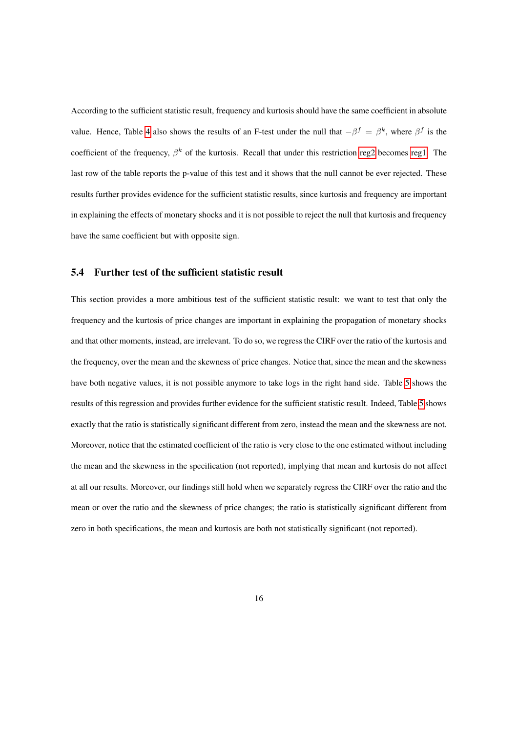According to the sufficient statistic result, frequency and kurtosis should have the same coefficient in absolute value. Hence, Table 4 also shows the results of an F-test under the null that $-\beta^f = \beta^k$, where $\beta^f$ is the coefficient of the frequency, $\beta^k$ of the kurtosis. Recall that under this restriction reg2 becomes reg1. The last row of the table reports the p-value of this test and it shows that the null cannot be ever rejected. These results further provides evidence for the sufficient statistic results, since kurtosis and frequency are important in explaining the effects of monetary shocks and it is not possible to reject the null that kurtosis and frequency have the same coefficient but with opposite sign.

### 5.4 Further test of the sufficient statistic result

This section provides a more ambitious test of the sufficient statistic result: we want to test that only the frequency and the kurtosis of price changes are important in explaining the propagation of monetary shocks and that other moments, instead, are irrelevant. To do so, we regress the CIRF over the ratio of the kurtosis and the frequency, over the mean and the skewness of price changes. Notice that, since the mean and the skewness have both negative values, it is not possible anymore to take logs in the right hand side. Table 5 shows the results of this regression and provides further evidence for the sufficient statistic result. Indeed, Table 5 shows exactly that the ratio is statistically significant different from zero, instead the mean and the skewness are not. Moreover, notice that the estimated coefficient of the ratio is very close to the one estimated without including the mean and the skewness in the specification (not reported), implying that mean and kurtosis do not affect at all our results. Moreover, our findings still hold when we separately regress the CIRF over the ratio and the mean or over the ratio and the skewness of price changes; the ratio is statistically significant different from zero in both specifications, the mean and kurtosis are both not statistically significant (not reported).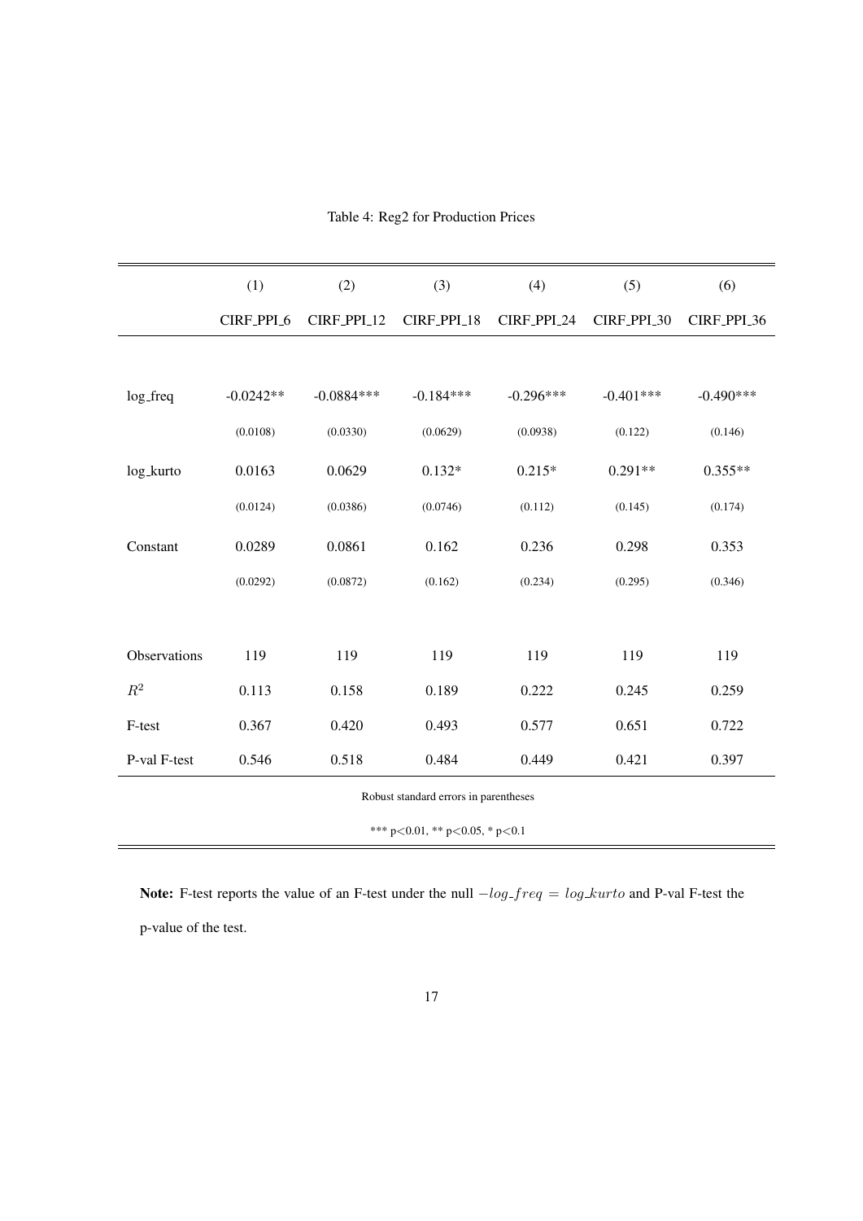Table 4: Reg2 for Production Prices

| | (1) | (2) | (3) | (4) | (5) | (6) |
|---|---|---|---|---|---|---|
| | CIRF_PPI_6 | CIRF_PPI_12 | CIRF_PPI_18 | CIRF_PPI_24 | CIRF_PPI_30 | CIRF_PPI_36 |
| log_freq | -0.0242** | -0.0884*** | -0.184*** | -0.296*** | -0.401*** | -0.490*** |
| | (0.0108) | (0.0330) | (0.0629) | (0.0938) | (0.122) | (0.146) |
| log_kurto | 0.0163 | 0.0629 | 0.132* | 0.215* | 0.291** | 0.355** |
| | (0.0124) | (0.0386) | (0.0746) | (0.112) | (0.145) | (0.174) |
| Constant | 0.0289 | 0.0861 | 0.162 | 0.236 | 0.298 | 0.353 |
| | (0.0292) | (0.0872) | (0.162) | (0.234) | (0.295) | (0.346) |
| Observations | 119 | 119 | 119 | 119 | 119 | 119 |
| $R^2$ | 0.113 | 0.158 | 0.189 | 0.222 | 0.245 | 0.259 |
| F-test | 0.367 | 0.420 | 0.493 | 0.577 | 0.651 | 0.722 |
| P-val F-test | 0.546 | 0.518 | 0.484 | 0.449 | 0.421 | 0.397 |

Robust standard errors in parentheses

*** p<0.01, ** p<0.05, * p<0.1

**Note:** F-test reports the value of an F-test under the null $-log\_freq = log\_kurto$ and P-val F-test the p-value of the test.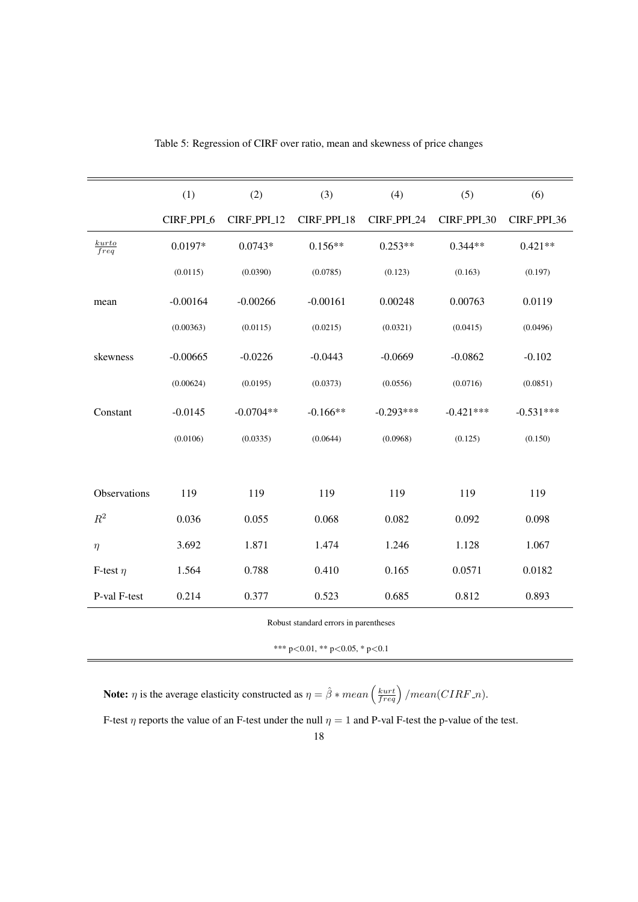Table 5: Regression of CIRF over ratio, mean and skewness of price changes

| | (1) | (2) | (3) | (4) | (5) | (6) |
|---|---|---|---|---|---|---|
| | CIRF_PPI_6 | CIRF_PPI_12 | CIRF_PPI_18 | CIRF_PPI_24 | CIRF_PPI_30 | CIRF_PPI_36 |
| $\frac{kurto}{freq}$ | 0.0197* | 0.0743* | 0.156** | 0.253** | 0.344** | 0.421** |
| | (0.0115) | (0.0390) | (0.0785) | (0.123) | (0.163) | (0.197) |
| mean | -0.00164 | -0.00266 | -0.00161 | 0.00248 | 0.00763 | 0.0119 |
| | (0.00363) | (0.0115) | (0.0215) | (0.0321) | (0.0415) | (0.0496) |
| skewness | -0.00665 | -0.0226 | -0.0443 | -0.0669 | -0.0862 | -0.102 |
| | (0.00624) | (0.0195) | (0.0373) | (0.0556) | (0.0716) | (0.0851) |
| Constant | -0.0145 | -0.0704** | -0.166** | -0.293*** | -0.421*** | -0.531*** |
| | (0.0106) | (0.0335) | (0.0644) | (0.0968) | (0.125) | (0.150) |
| Observations | 119 | 119 | 119 | 119 | 119 | 119 |
| $R^2$ | 0.036 | 0.055 | 0.068 | 0.082 | 0.092 | 0.098 |
| $\eta$ | 3.692 | 1.871 | 1.474 | 1.246 | 1.128 | 1.067 |
| F-test $\eta$ | 1.564 | 0.788 | 0.410 | 0.165 | 0.0571 | 0.0182 |
| P-val F-test | 0.214 | 0.377 | 0.523 | 0.685 | 0.812 | 0.893 |

Robust standard errors in parentheses

*** p<0.01, ** p<0.05, * p<0.1

**Note:** $\eta$ is the average elasticity constructed as $\eta = \hat{\beta} * mean\left(\frac{kurt}{freq}\right) / mean(CIRF\_n)$.

F-test $\eta$ reports the value of an F-test under the null $\eta = 1$ and P-val F-test the p-value of the test.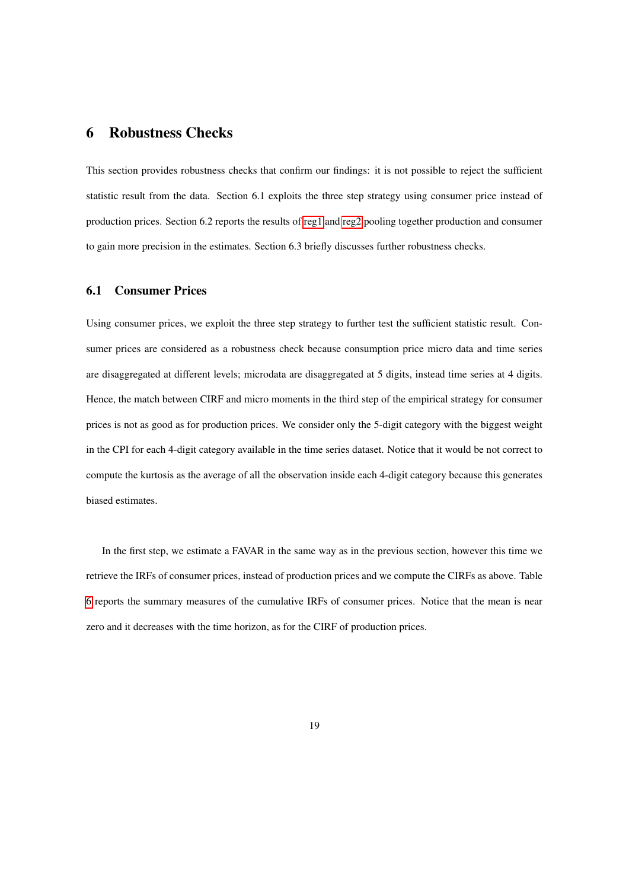# 6 Robustness Checks

This section provides robustness checks that confirm our findings: it is not possible to reject the sufficient statistic result from the data. Section 6.1 exploits the three step strategy using consumer price instead of production prices. Section 6.2 reports the results of reg1 and reg2 pooling together production and consumer to gain more precision in the estimates. Section 6.3 briefly discusses further robustness checks.

## 6.1 Consumer Prices

Using consumer prices, we exploit the three step strategy to further test the sufficient statistic result. Consumer prices are considered as a robustness check because consumption price micro data and time series are disaggregated at different levels; microdata are disaggregated at 5 digits, instead time series at 4 digits. Hence, the match between CIRF and micro moments in the third step of the empirical strategy for consumer prices is not as good as for production prices. We consider only the 5-digit category with the biggest weight in the CPI for each 4-digit category available in the time series dataset. Notice that it would be not correct to compute the kurtosis as the average of all the observation inside each 4-digit category because this generates biased estimates.

In the first step, we estimate a FAVAR in the same way as in the previous section, however this time we retrieve the IRFs of consumer prices, instead of production prices and we compute the CIRFs as above. Table 6 reports the summary measures of the cumulative IRFs of consumer prices. Notice that the mean is near zero and it decreases with the time horizon, as for the CIRF of production prices.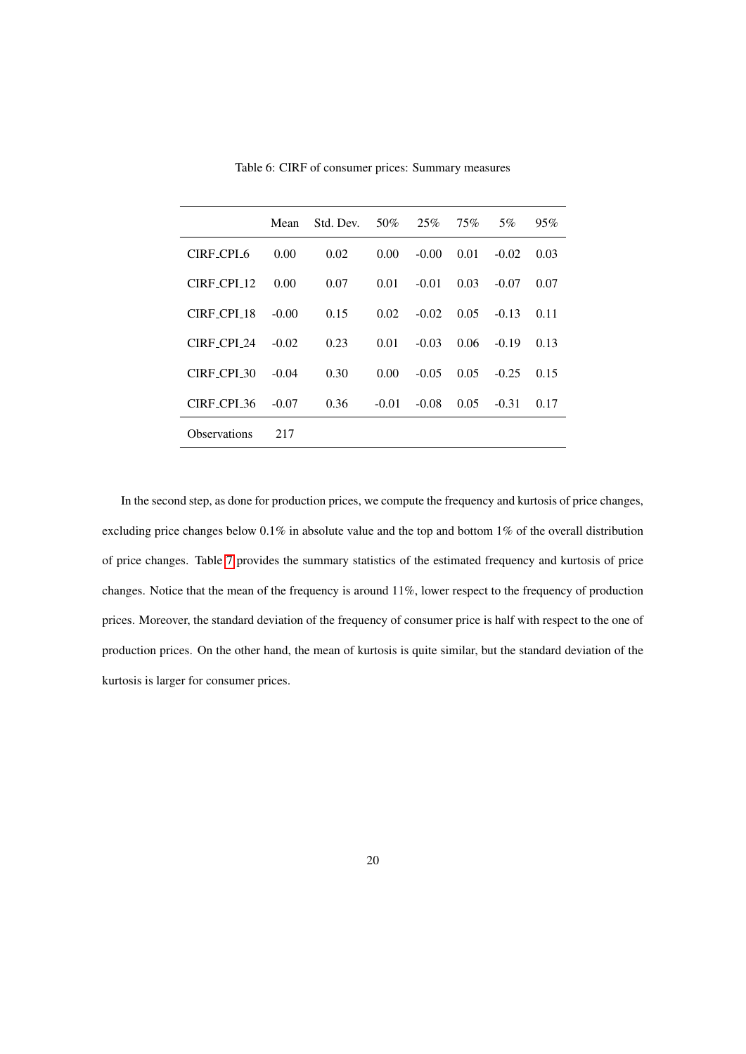Table 6: CIRF of consumer prices: Summary measures

| | Mean | Std. Dev. | 50% | 25% | 75% | 5% | 95% |
|---|---|---|---|---|---|---|---|
| CIRF_CPI_6 | 0.00 | 0.02 | 0.00 | -0.00 | 0.01 | -0.02 | 0.03 |
| CIRF_CPI_12 | 0.00 | 0.07 | 0.01 | -0.01 | 0.03 | -0.07 | 0.07 |
| CIRF_CPI_18 | -0.00 | 0.15 | 0.02 | -0.02 | 0.05 | -0.13 | 0.11 |
| CIRF_CPI_24 | -0.02 | 0.23 | 0.01 | -0.03 | 0.06 | -0.19 | 0.13 |
| CIRF_CPI_30 | -0.04 | 0.30 | 0.00 | -0.05 | 0.05 | -0.25 | 0.15 |
| CIRF_CPI_36 | -0.07 | 0.36 | -0.01 | -0.08 | 0.05 | -0.31 | 0.17 |
| Observations | 217 | | | | | | |

In the second step, as done for production prices, we compute the frequency and kurtosis of price changes, excluding price changes below 0.1% in absolute value and the top and bottom 1% of the overall distribution of price changes. Table 7 provides the summary statistics of the estimated frequency and kurtosis of price changes. Notice that the mean of the frequency is around 11%, lower respect to the frequency of production prices. Moreover, the standard deviation of the frequency of consumer price is half with respect to the one of production prices. On the other hand, the mean of kurtosis is quite similar, but the standard deviation of the kurtosis is larger for consumer prices.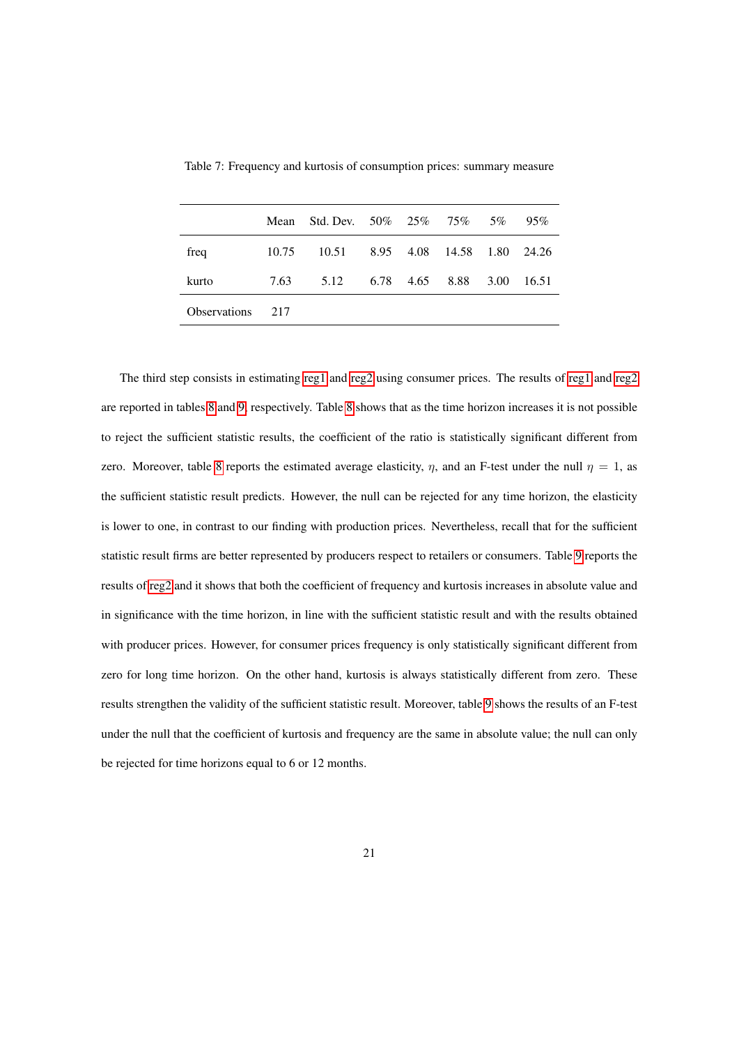Table 7: Frequency and kurtosis of consumption prices: summary measure

| | Mean | Std. Dev. | 50% | 25% | 75% | 5% | 95% |
|---|---|---|---|---|---|---|---|
| freq | 10.75 | 10.51 | 8.95 | 4.08 | 14.58 | 1.80 | 24.26 |
| kurto | 7.63 | 5.12 | 6.78 | 4.65 | 8.88 | 3.00 | 16.51 |
| Observations | 217 | | | | | | |

The third step consists in estimating reg1 and reg2 using consumer prices. The results of reg1 and reg2 are reported in tables 8 and 9, respectively. Table 8 shows that as the time horizon increases it is not possible to reject the sufficient statistic results, the coefficient of the ratio is statistically significant different from zero. Moreover, table 8 reports the estimated average elasticity, $\eta$, and an F-test under the null $\eta = 1$, as the sufficient statistic result predicts. However, the null can be rejected for any time horizon, the elasticity is lower to one, in contrast to our finding with production prices. Nevertheless, recall that for the sufficient statistic result firms are better represented by producers respect to retailers or consumers. Table 9 reports the results of reg2 and it shows that both the coefficient of frequency and kurtosis increases in absolute value and in significance with the time horizon, in line with the sufficient statistic result and with the results obtained with producer prices. However, for consumer prices frequency is only statistically significant different from zero for long time horizon. On the other hand, kurtosis is always statistically different from zero. These results strengthen the validity of the sufficient statistic result. Moreover, table 9 shows the results of an F-test under the null that the coefficient of kurtosis and frequency are the same in absolute value; the null can only be rejected for time horizons equal to 6 or 12 months.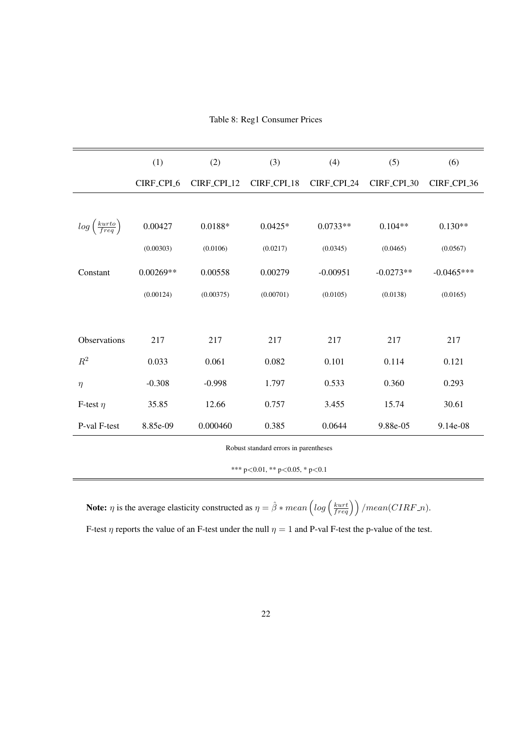Table 8: Reg1 Consumer Prices

| | (1) | (2) | (3) | (4) | (5) | (6) |
|---|---|---|---|---|---|---|
| | CIRF_CPI_6 | CIRF_CPI_12 | CIRF_CPI_18 | CIRF_CPI_24 | CIRF_CPI_30 | CIRF_CPI_36 |
| $log\left(\frac{kurto}{freq}\right)$ | 0.00427 | 0.0188* | 0.0425* | 0.0733** | 0.104** | 0.130** |
| | (0.00303) | (0.0106) | (0.0217) | (0.0345) | (0.0465) | (0.0567) |
| Constant | 0.00269** | 0.00558 | 0.00279 | -0.00951 | -0.0273** | -0.0465*** |
| | (0.00124) | (0.00375) | (0.00701) | (0.0105) | (0.0138) | (0.0165) |
| Observations | 217 | 217 | 217 | 217 | 217 | 217 |
| $R^2$ | 0.033 | 0.061 | 0.082 | 0.101 | 0.114 | 0.121 |
| $\eta$ | -0.308 | -0.998 | 1.797 | 0.533 | 0.360 | 0.293 |
| F-test $\eta$ | 35.85 | 12.66 | 0.757 | 3.455 | 15.74 | 30.61 |
| P-val F-test | 8.85e-09 | 0.000460 | 0.385 | 0.0644 | 9.88e-05 | 9.14e-08 |

Robust standard errors in parentheses

*** p<0.01, ** p<0.05, * p<0.1

**Note:** $\eta$ is the average elasticity constructed as $\eta = \hat{\beta} * mean\left(log\left(\frac{kurt}{freq}\right)\right)/mean(CIRF\_n)$.

F-test $\eta$ reports the value of an F-test under the null $\eta = 1$ and P-val F-test the p-value of the test.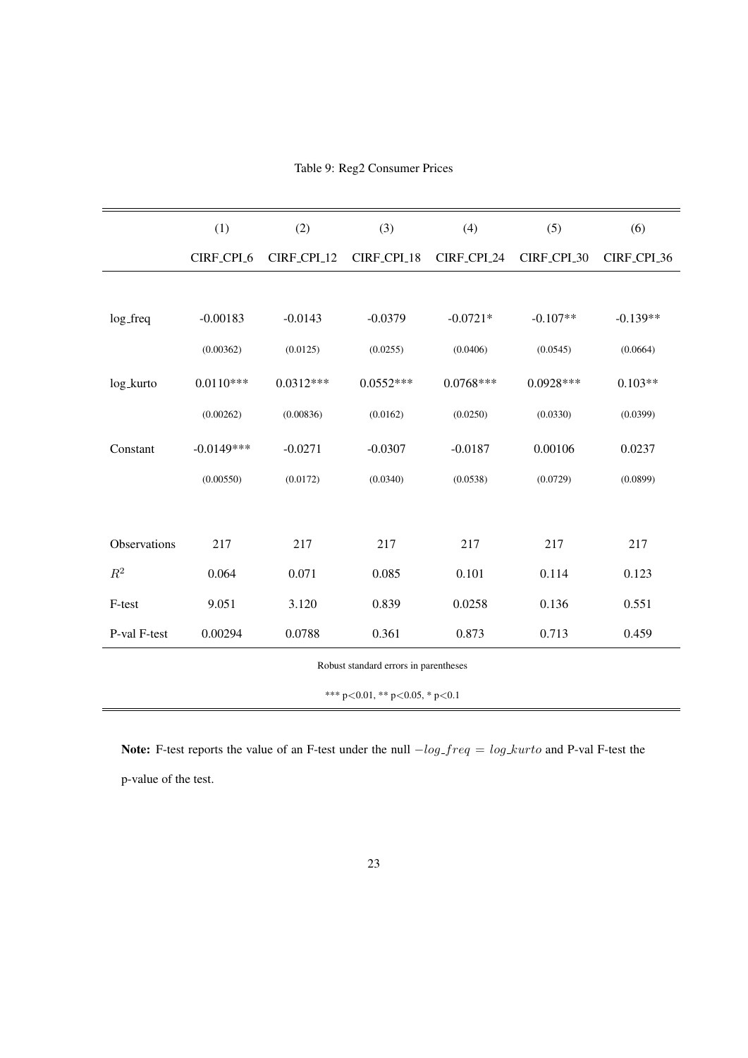Table 9: Reg2 Consumer Prices

| | (1) | (2) | (3) | (4) | (5) | (6) |
|---|---|---|---|---|---|---|
| | CIRF_CPI_6 | CIRF_CPI_12 | CIRF_CPI_18 | CIRF_CPI_24 | CIRF_CPI_30 | CIRF_CPI_36 |
| log_freq | -0.00183 | -0.0143 | -0.0379 | -0.0721* | -0.107** | -0.139** |
| | (0.00362) | (0.0125) | (0.0255) | (0.0406) | (0.0545) | (0.0664) |
| log_kurto | 0.0110*** | 0.0312*** | 0.0552*** | 0.0768*** | 0.0928*** | 0.103** |
| | (0.00262) | (0.00836) | (0.0162) | (0.0250) | (0.0330) | (0.0399) |
| Constant | -0.0149*** | -0.0271 | -0.0307 | -0.0187 | 0.00106 | 0.0237 |
| | (0.00550) | (0.0172) | (0.0340) | (0.0538) | (0.0729) | (0.0899) |
| Observations | 217 | 217 | 217 | 217 | 217 | 217 |
| $R^2$ | 0.064 | 0.071 | 0.085 | 0.101 | 0.114 | 0.123 |
| F-test | 9.051 | 3.120 | 0.839 | 0.0258 | 0.136 | 0.551 |
| P-val F-test | 0.00294 | 0.0788 | 0.361 | 0.873 | 0.713 | 0.459 |

Robust standard errors in parentheses

*** $p<0.01$, ** $p<0.05$, * $p<0.1$

**Note:** F-test reports the value of an F-test under the null $-log\_freq = log\_kurto$ and P-val F-test the p-value of the test.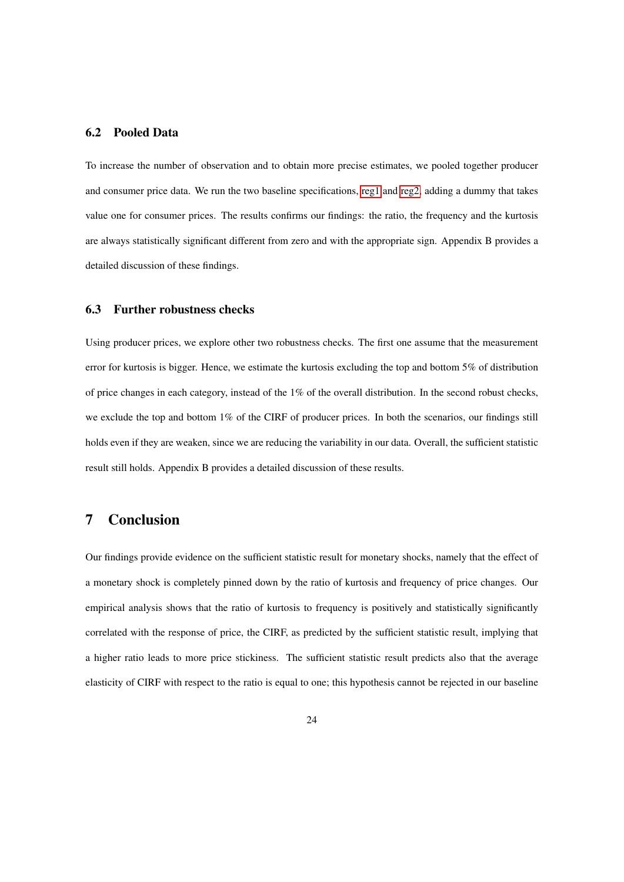### 6.2 Pooled Data

To increase the number of observation and to obtain more precise estimates, we pooled together producer and consumer price data. We run the two baseline specifications, reg1 and reg2, adding a dummy that takes value one for consumer prices. The results confirms our findings: the ratio, the frequency and the kurtosis are always statistically significant different from zero and with the appropriate sign. Appendix B provides a detailed discussion of these findings.

### 6.3 Further robustness checks

Using producer prices, we explore other two robustness checks. The first one assume that the measurement error for kurtosis is bigger. Hence, we estimate the kurtosis excluding the top and bottom 5% of distribution of price changes in each category, instead of the 1% of the overall distribution. In the second robust checks, we exclude the top and bottom 1% of the CIRF of producer prices. In both the scenarios, our findings still holds even if they are weaken, since we are reducing the variability in our data. Overall, the sufficient statistic result still holds. Appendix B provides a detailed discussion of these results.

## 7 Conclusion

Our findings provide evidence on the sufficient statistic result for monetary shocks, namely that the effect of a monetary shock is completely pinned down by the ratio of kurtosis and frequency of price changes. Our empirical analysis shows that the ratio of kurtosis to frequency is positively and statistically significantly correlated with the response of price, the CIRF, as predicted by the sufficient statistic result, implying that a higher ratio leads to more price stickiness. The sufficient statistic result predicts also that the average elasticity of CIRF with respect to the ratio is equal to one; this hypothesis cannot be rejected in our baseline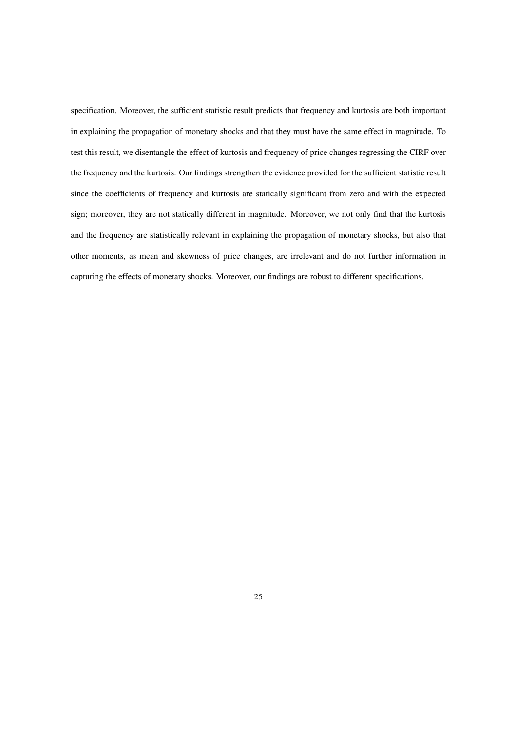specification. Moreover, the sufficient statistic result predicts that frequency and kurtosis are both important in explaining the propagation of monetary shocks and that they must have the same effect in magnitude. To test this result, we disentangle the effect of kurtosis and frequency of price changes regressing the CIRF over the frequency and the kurtosis. Our findings strengthen the evidence provided for the sufficient statistic result since the coefficients of frequency and kurtosis are statically significant from zero and with the expected sign; moreover, they are not statically different in magnitude. Moreover, we not only find that the kurtosis and the frequency are statistically relevant in explaining the propagation of monetary shocks, but also that other moments, as mean and skewness of price changes, are irrelevant and do not further information in capturing the effects of monetary shocks. Moreover, our findings are robust to different specifications.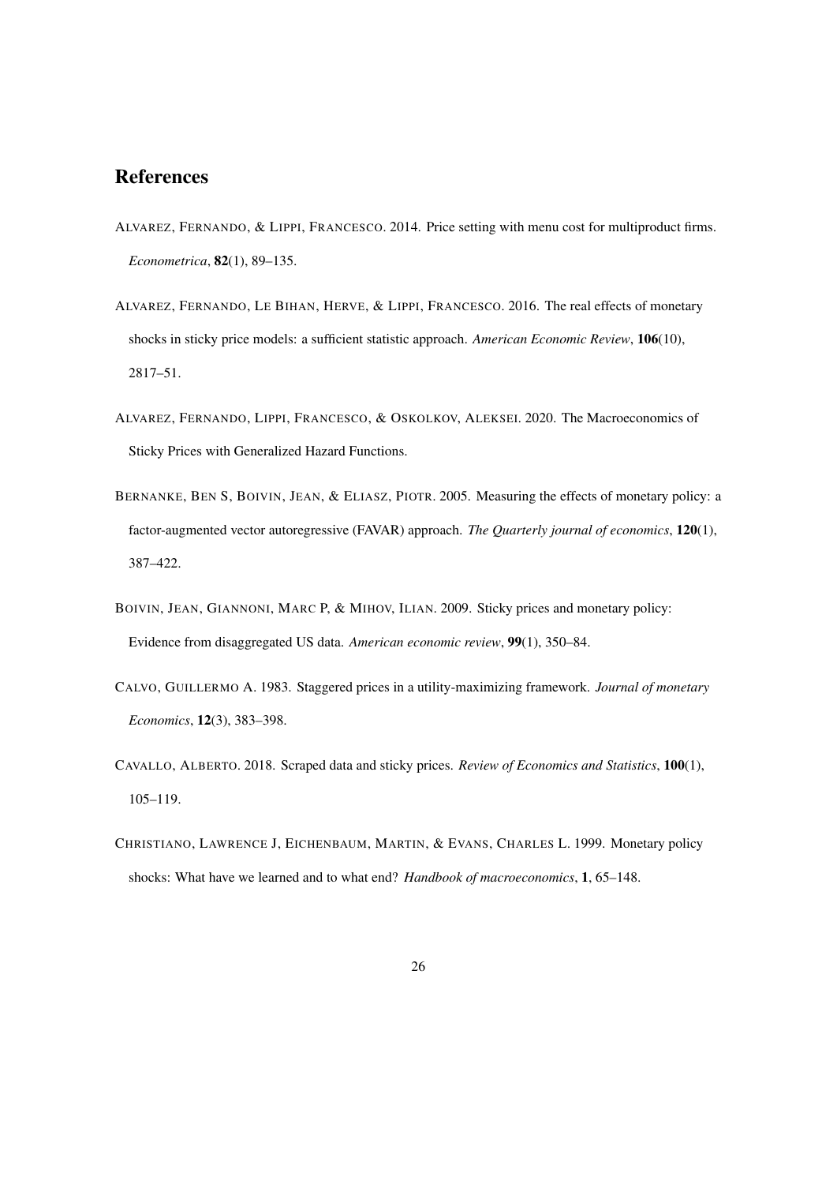# References

ALVAREZ, FERNANDO, & LIPPI, FRANCESCO. 2014. Price setting with menu cost for multiproduct firms. *Econometrica*, **82**(1), 89–135.

ALVAREZ, FERNANDO, LE BIHAN, HERVE, & LIPPI, FRANCESCO. 2016. The real effects of monetary shocks in sticky price models: a sufficient statistic approach. *American Economic Review*, **106**(10), 2817–51.

ALVAREZ, FERNANDO, LIPPI, FRANCESCO, & OSKOLKOV, ALEKSEI. 2020. The Macroeconomics of Sticky Prices with Generalized Hazard Functions.

BERNANKE, BEN S, BOIVIN, JEAN, & ELIASZ, PIOTR. 2005. Measuring the effects of monetary policy: a factor-augmented vector autoregressive (FAVAR) approach. *The Quarterly journal of economics*, **120**(1), 387–422.

BOIVIN, JEAN, GIANNONI, MARC P, & MIHOV, ILIAN. 2009. Sticky prices and monetary policy: Evidence from disaggregated US data. *American economic review*, **99**(1), 350–84.

CALVO, GUILLERMO A. 1983. Staggered prices in a utility-maximizing framework. *Journal of monetary Economics*, **12**(3), 383–398.

CAVALLO, ALBERTO. 2018. Scraped data and sticky prices. *Review of Economics and Statistics*, **100**(1), 105–119.

CHRISTIANO, LAWRENCE J, EICHENBAUM, MARTIN, & EVANS, CHARLES L. 1999. Monetary policy shocks: What have we learned and to what end? *Handbook of macroeconomics*, **1**, 65–148.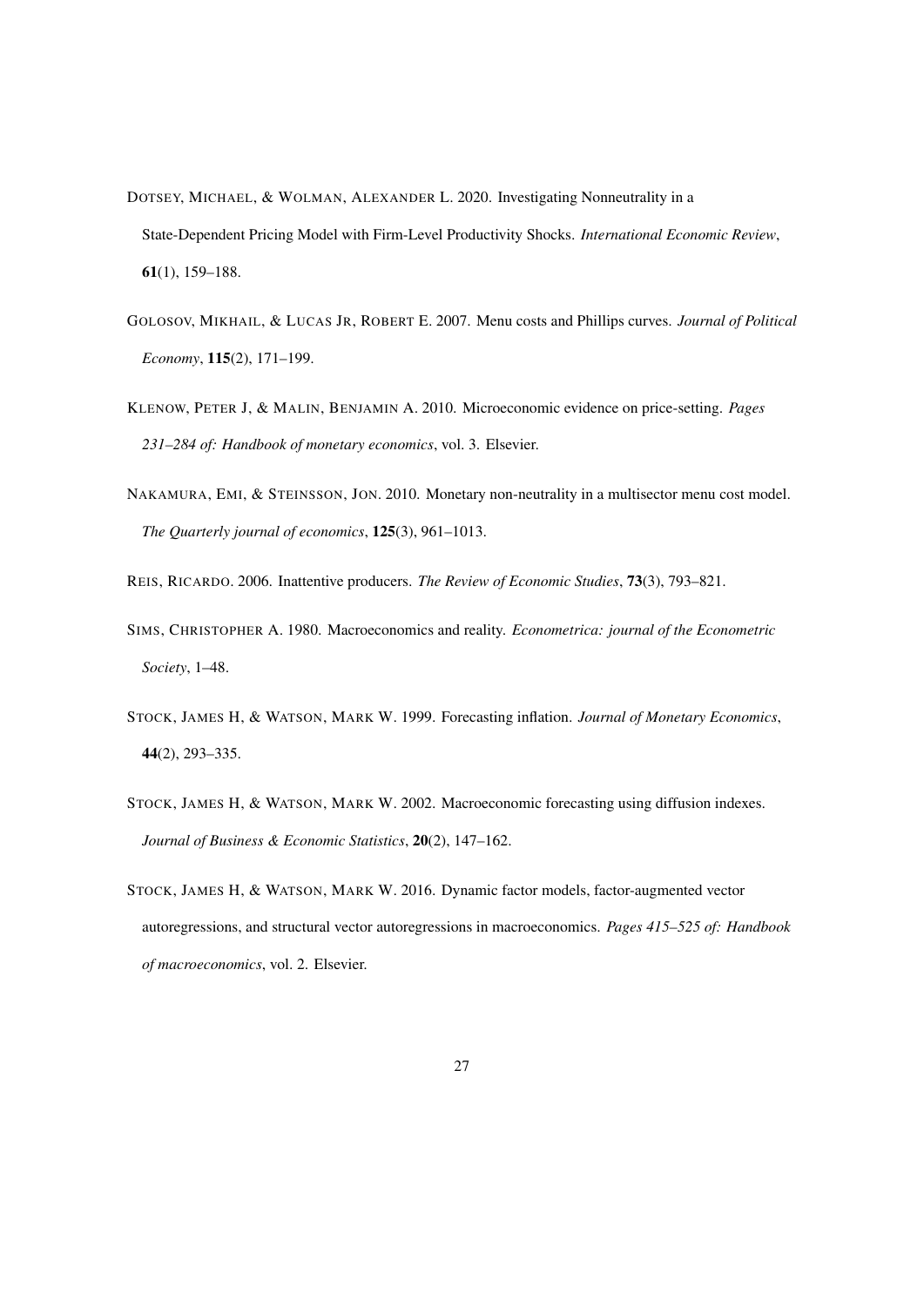DOTSEY, MICHAEL, & WOLMAN, ALEXANDER L. 2020. Investigating Nonneutrality in a State-Dependent Pricing Model with Firm-Level Productivity Shocks. *International Economic Review*, **61**(1), 159–188.

GOLOSOV, MIKHAIL, & LUCAS JR, ROBERT E. 2007. Menu costs and Phillips curves. *Journal of Political Economy*, **115**(2), 171–199.

KLENOW, PETER J, & MALIN, BENJAMIN A. 2010. Microeconomic evidence on price-setting. *Pages 231–284 of: Handbook of monetary economics*, vol. 3. Elsevier.

NAKAMURA, EMI, & STEINSSON, JON. 2010. Monetary non-neutrality in a multisector menu cost model. *The Quarterly journal of economics*, **125**(3), 961–1013.

REIS, RICARDO. 2006. Inattentive producers. *The Review of Economic Studies*, **73**(3), 793–821.

SIMS, CHRISTOPHER A. 1980. Macroeconomics and reality. *Econometrica: journal of the Econometric Society*, 1–48.

STOCK, JAMES H, & WATSON, MARK W. 1999. Forecasting inflation. *Journal of Monetary Economics*, **44**(2), 293–335.

STOCK, JAMES H, & WATSON, MARK W. 2002. Macroeconomic forecasting using diffusion indexes. *Journal of Business & Economic Statistics*, **20**(2), 147–162.

STOCK, JAMES H, & WATSON, MARK W. 2016. Dynamic factor models, factor-augmented vector autoregressions, and structural vector autoregressions in macroeconomics. *Pages 415–525 of: Handbook of macroeconomics*, vol. 2. Elsevier.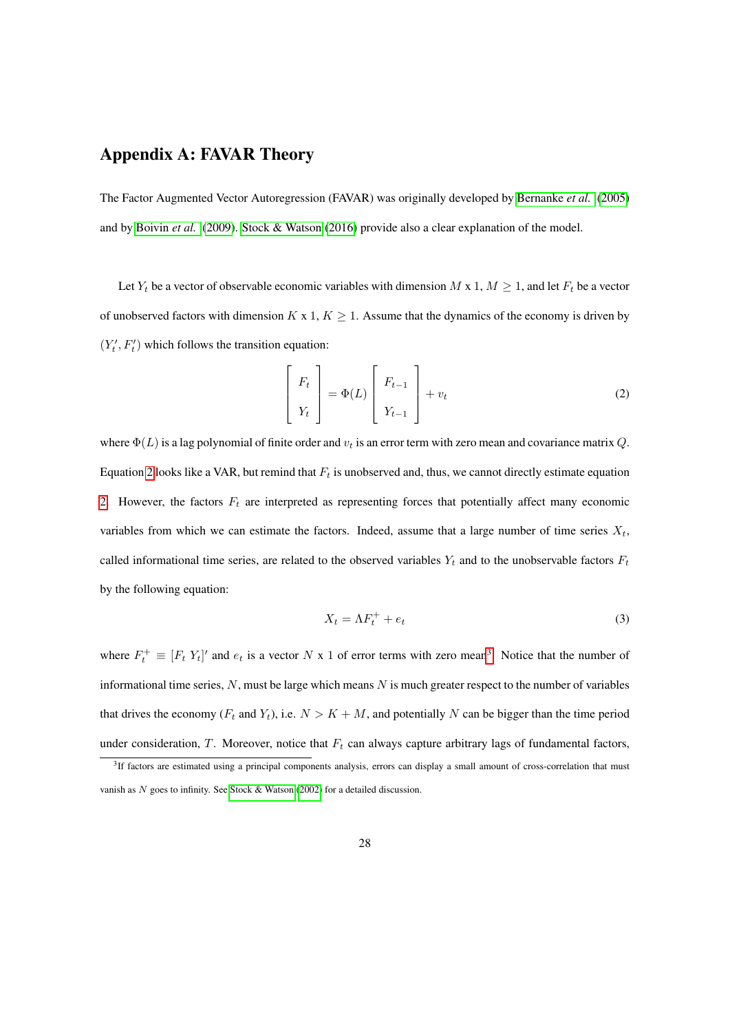# Appendix A: FAVAR Theory

The Factor Augmented Vector Autoregression (FAVAR) was originally developed by Bernanke *et al.* (2005) and by Boivin *et al.* (2009). Stock & Watson (2016) provide also a clear explanation of the model.

Let $Y_t$ be a vector of observable economic variables with dimension $M$ x 1, $M \geq 1$, and let $F_t$ be a vector of unobserved factors with dimension $K$ x 1, $K \geq 1$. Assume that the dynamics of the economy is driven by $(Y_t', F_t')$ which follows the transition equation:

$$\begin{bmatrix} F_t \\ Y_t \end{bmatrix} = \Phi(L) \begin{bmatrix} F_{t-1} \\ Y_{t-1} \end{bmatrix} + v_t \tag{2}$$

where $\Phi(L)$ is a lag polynomial of finite order and $v_t$ is an error term with zero mean and covariance matrix $Q$. Equation 2 looks like a VAR, but remind that $F_t$ is unobserved and, thus, we cannot directly estimate equation 2. However, the factors $F_t$ are interpreted as representing forces that potentially affect many economic variables from which we can estimate the factors. Indeed, assume that a large number of time series $X_t$, called informational time series, are related to the observed variables $Y_t$ and to the unobservable factors $F_t$ by the following equation:

$$X_t = \Lambda F_t^+ + e_t \tag{3}$$

where $F_t^+ \equiv [F_t \; Y_t]'$ and $e_t$ is a vector $N$ x 1 of error terms with zero mean[3]. Notice that the number of informational time series, $N$, must be large which means $N$ is much greater respect to the number of variables that drives the economy ($F_t$ and $Y_t$), i.e. $N > K + M$, and potentially $N$ can be bigger than the time period under consideration, $T$. Moreover, notice that $F_t$ can always capture arbitrary lags of fundamental factors,

[3] If factors are estimated using a principal components analysis, errors can display a small amount of cross-correlation that must vanish as $N$ goes to infinity. See Stock & Watson (2002) for a detailed discussion.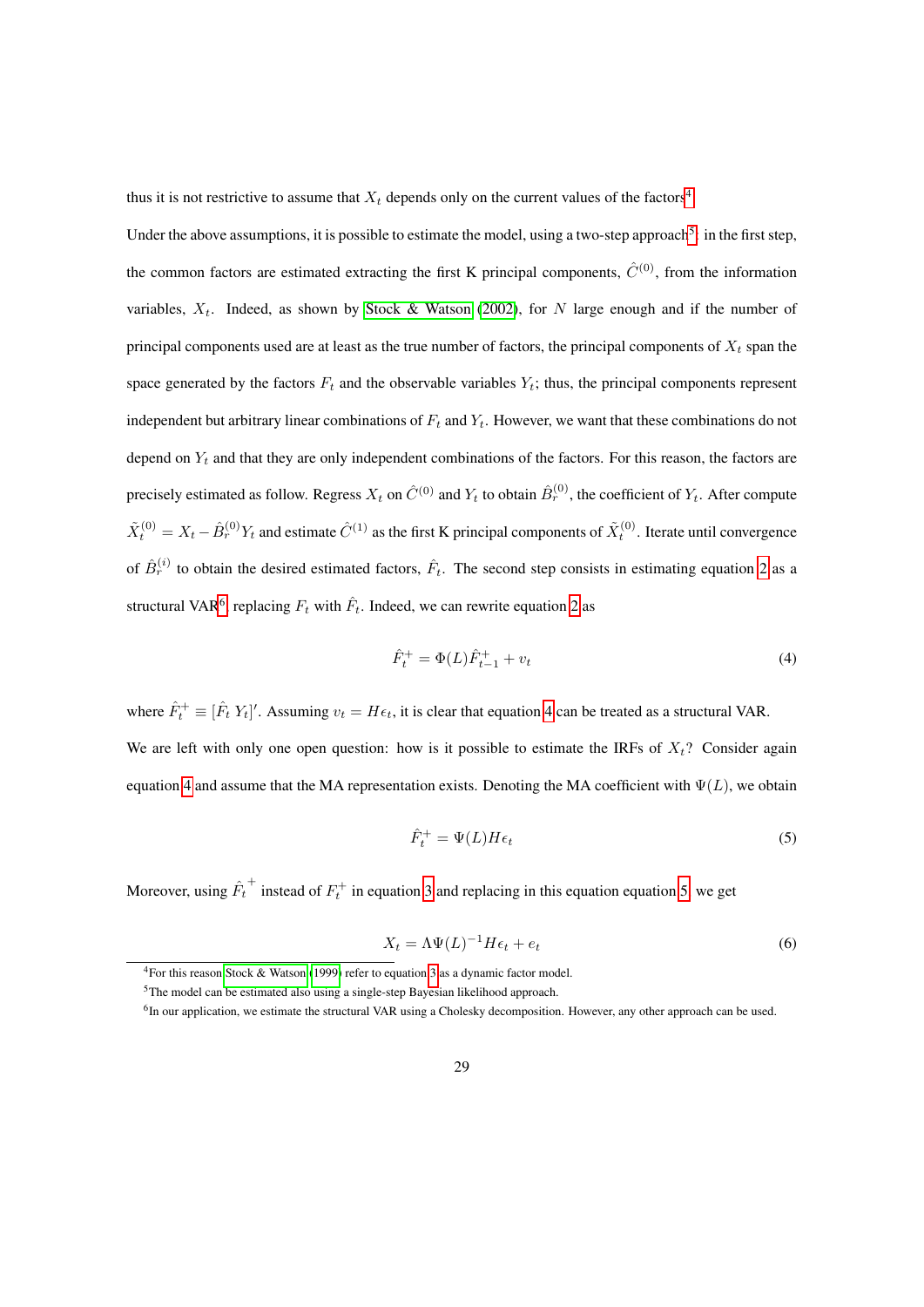thus it is not restrictive to assume that $X_t$ depends only on the current values of the factors[4].

Under the above assumptions, it is possible to estimate the model, using a two-step approach[5]: in the first step, the common factors are estimated extracting the first K principal components, $\hat{C}^{(0)}$, from the information variables, $X_t$. Indeed, as shown by Stock & Watson (2002), for $N$ large enough and if the number of principal components used are at least as the true number of factors, the principal components of $X_t$ span the space generated by the factors $F_t$ and the observable variables $Y_t$; thus, the principal components represent independent but arbitrary linear combinations of $F_t$ and $Y_t$. However, we want that these combinations do not depend on $Y_t$ and that they are only independent combinations of the factors. For this reason, the factors are precisely estimated as follow. Regress $X_t$ on $\hat{C}^{(0)}$ and $Y_t$ to obtain $\hat{B}_r^{(0)}$, the coefficient of $Y_t$. After compute $\tilde{X}_t^{(0)} = X_t - \hat{B}_r^{(0)} Y_t$ and estimate $\hat{C}^{(1)}$ as the first K principal components of $\tilde{X}_t^{(0)}$. Iterate until convergence of $\hat{B}_r^{(i)}$ to obtain the desired estimated factors, $\hat{F}_t$. The second step consists in estimating equation 2 as a structural VAR[6] replacing $F_t$ with $\hat{F}_t$. Indeed, we can rewrite equation 2 as

$$\hat{F}_t^{+} = \Phi(L)\hat{F}_{t-1}^{+} + v_t \tag{4}$$

where $\hat{F}_t^{+} \equiv [\hat{F}_t \; Y_t]'$. Assuming $v_t = H\epsilon_t$, it is clear that equation 4 can be treated as a structural VAR. We are left with only one open question: how is it possible to estimate the IRFs of $X_t$? Consider again equation 4 and assume that the MA representation exists. Denoting the MA coefficient with $\Psi(L)$, we obtain

$$\hat{F}_t^{+} = \Psi(L)H\epsilon_t \tag{5}$$

Moreover, using $\hat{F}_t^{\,+}$ instead of $F_t^{+}$ in equation 3 and replacing in this equation equation 5, we get

$$X_t = \Lambda\Psi(L)^{-1}H\epsilon_t + e_t \tag{6}$$

[4] For this reason Stock & Watson (1999) refer to equation 3 as a dynamic factor model.

[5] The model can be estimated also using a single-step Bayesian likelihood approach.

[6] In our application, we estimate the structural VAR using a Cholesky decomposition. However, any other approach can be used.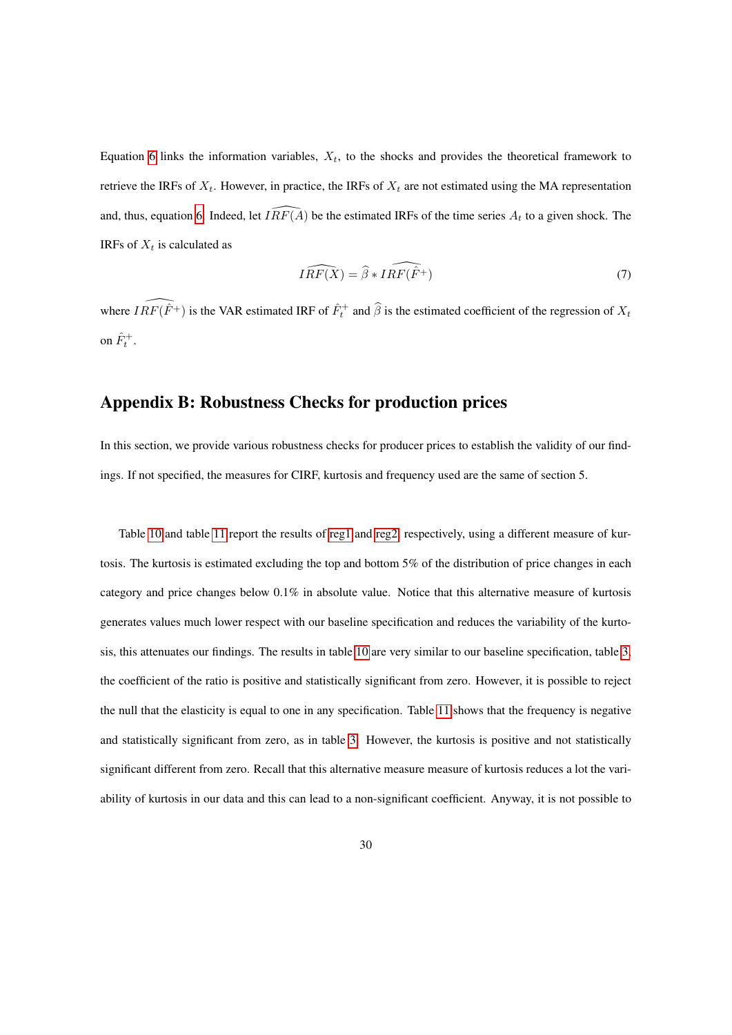Equation 6 links the information variables, $X_t$, to the shocks and provides the theoretical framework to retrieve the IRFs of $X_t$. However, in practice, the IRFs of $X_t$ are not estimated using the MA representation and, thus, equation 6. Indeed, let $\widehat{IRF(A)}$ be the estimated IRFs of the time series $A_t$ to a given shock. The IRFs of $X_t$ is calculated as

$$\widehat{IRF(X)} = \widehat{\beta} * \widehat{IRF(\hat{F}^{+})} \tag{7}$$

where $\widehat{IRF(\hat{F}^{+})}$ is the VAR estimated IRF of $\hat{F}_t^{+}$ and $\widehat{\beta}$ is the estimated coefficient of the regression of $X_t$ on $\hat{F}_t^{+}$.

## Appendix B: Robustness Checks for production prices

In this section, we provide various robustness checks for producer prices to establish the validity of our findings. If not specified, the measures for CIRF, kurtosis and frequency used are the same of section 5.

Table 10 and table 11 report the results of reg1 and reg2, respectively, using a different measure of kurtosis. The kurtosis is estimated excluding the top and bottom 5% of the distribution of price changes in each category and price changes below 0.1% in absolute value. Notice that this alternative measure of kurtosis generates values much lower respect with our baseline specification and reduces the variability of the kurtosis, this attenuates our findings. The results in table 10 are very similar to our baseline specification, table 3, the coefficient of the ratio is positive and statistically significant from zero. However, it is possible to reject the null that the elasticity is equal to one in any specification. Table 11 shows that the frequency is negative and statistically significant from zero, as in table 3. However, the kurtosis is positive and not statistically significant different from zero. Recall that this alternative measure measure of kurtosis reduces a lot the variability of kurtosis in our data and this can lead to a non-significant coefficient. Anyway, it is not possible to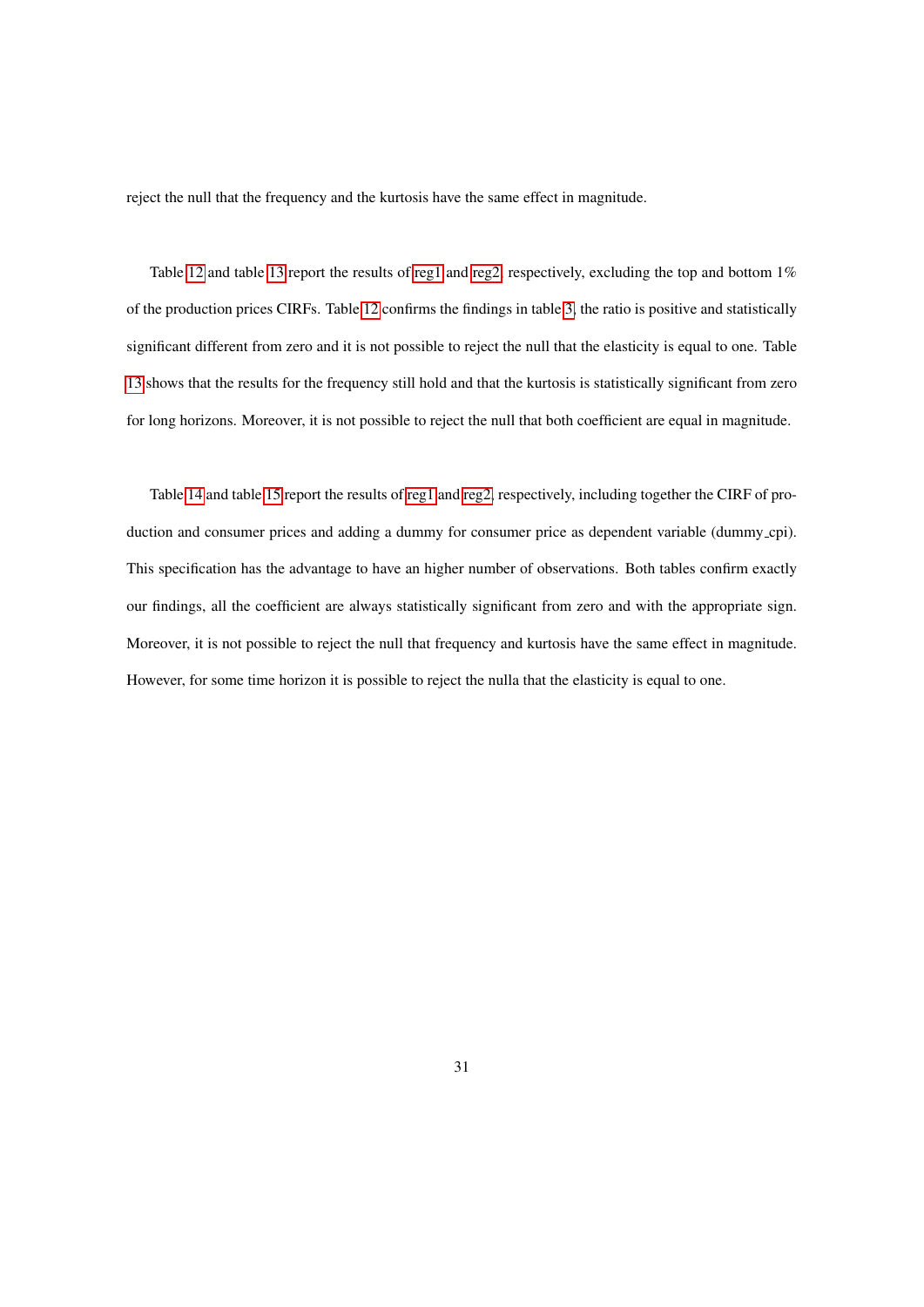reject the null that the frequency and the kurtosis have the same effect in magnitude.

Table 12 and table 13 report the results of reg1 and reg2, respectively, excluding the top and bottom 1% of the production prices CIRFs. Table 12 confirms the findings in table 3, the ratio is positive and statistically significant different from zero and it is not possible to reject the null that the elasticity is equal to one. Table 13 shows that the results for the frequency still hold and that the kurtosis is statistically significant from zero for long horizons. Moreover, it is not possible to reject the null that both coefficient are equal in magnitude.

Table 14 and table 15 report the results of reg1 and reg2, respectively, including together the CIRF of production and consumer prices and adding a dummy for consumer price as dependent variable (dummy_cpi). This specification has the advantage to have an higher number of observations. Both tables confirm exactly our findings, all the coefficient are always statistically significant from zero and with the appropriate sign. Moreover, it is not possible to reject the null that frequency and kurtosis have the same effect in magnitude. However, for some time horizon it is possible to reject the nulla that the elasticity is equal to one.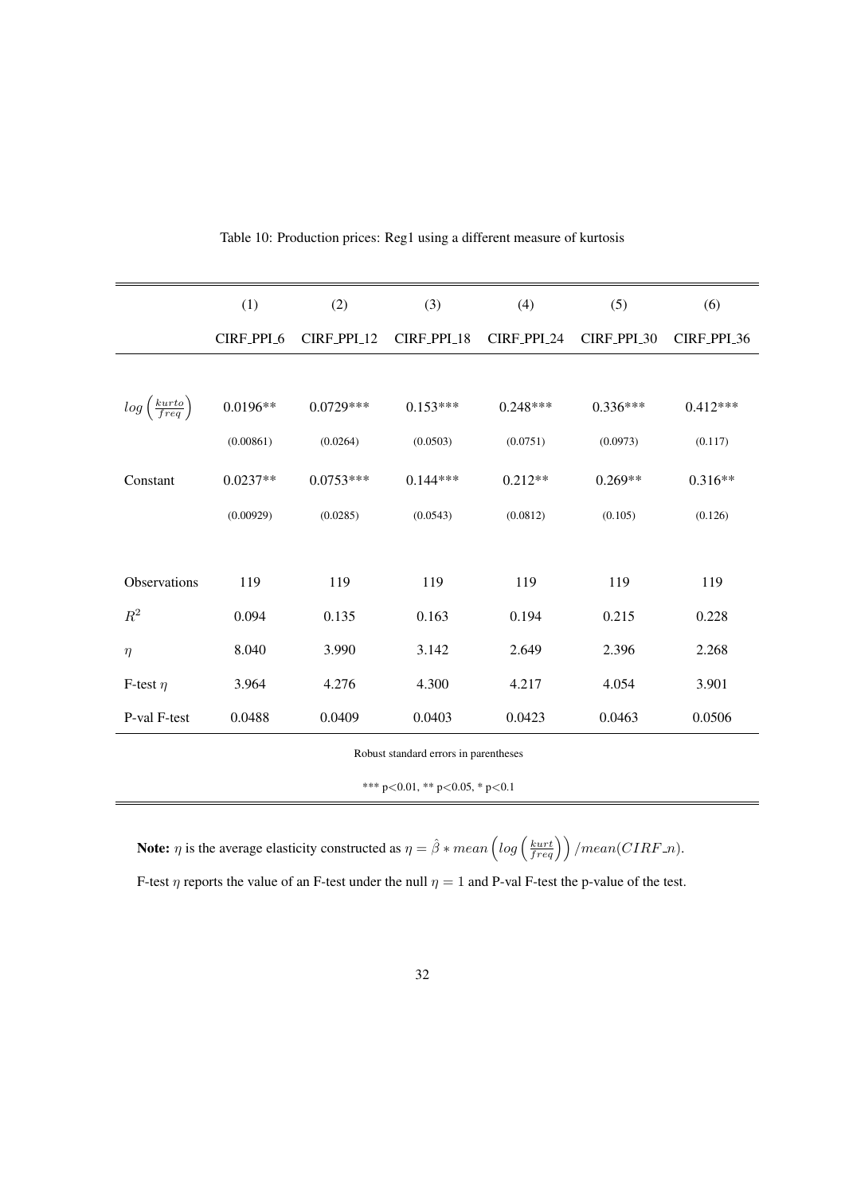Table 10: Production prices: Reg1 using a different measure of kurtosis

| | (1) | (2) | (3) | (4) | (5) | (6) |
|---|---|---|---|---|---|---|
| | CIRF_PPI_6 | CIRF_PPI_12 | CIRF_PPI_18 | CIRF_PPI_24 | CIRF_PPI_30 | CIRF_PPI_36 |
| $log\left(\frac{kurto}{freq}\right)$ | 0.0196** | 0.0729*** | 0.153*** | 0.248*** | 0.336*** | 0.412*** |
| | (0.00861) | (0.0264) | (0.0503) | (0.0751) | (0.0973) | (0.117) |
| Constant | 0.0237** | 0.0753*** | 0.144*** | 0.212** | 0.269** | 0.316** |
| | (0.00929) | (0.0285) | (0.0543) | (0.0812) | (0.105) | (0.126) |
| Observations | 119 | 119 | 119 | 119 | 119 | 119 |
| $R^2$ | 0.094 | 0.135 | 0.163 | 0.194 | 0.215 | 0.228 |
| $\eta$ | 8.040 | 3.990 | 3.142 | 2.649 | 2.396 | 2.268 |
| F-test $\eta$ | 3.964 | 4.276 | 4.300 | 4.217 | 4.054 | 3.901 |
| P-val F-test | 0.0488 | 0.0409 | 0.0403 | 0.0423 | 0.0463 | 0.0506 |

Robust standard errors in parentheses

*** p<0.01, ** p<0.05, * p<0.1

**Note:** $\eta$ is the average elasticity constructed as $\eta = \hat{\beta} * mean\left(log\left(\frac{kurt}{freq}\right)\right)/mean(CIRF\_n)$.

F-test $\eta$ reports the value of an F-test under the null $\eta = 1$ and P-val F-test the p-value of the test.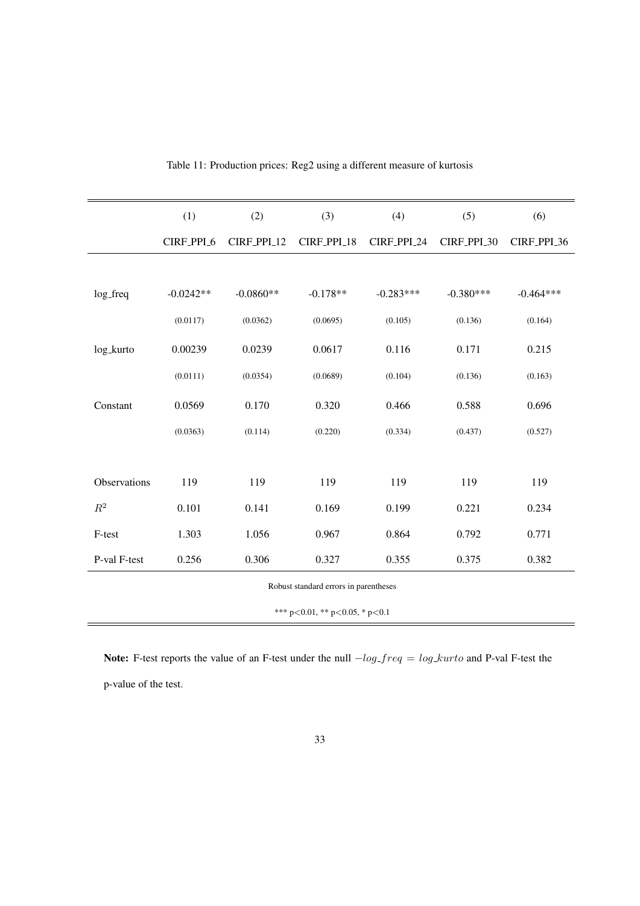Table 11: Production prices: Reg2 using a different measure of kurtosis

| | (1) | (2) | (3) | (4) | (5) | (6) |
|---|---|---|---|---|---|---|
| | CIRF_PPI_6 | CIRF_PPI_12 | CIRF_PPI_18 | CIRF_PPI_24 | CIRF_PPI_30 | CIRF_PPI_36 |
| log_freq | -0.0242** | -0.0860** | -0.178** | -0.283*** | -0.380*** | -0.464*** |
| | (0.0117) | (0.0362) | (0.0695) | (0.105) | (0.136) | (0.164) |
| log_kurto | 0.00239 | 0.0239 | 0.0617 | 0.116 | 0.171 | 0.215 |
| | (0.0111) | (0.0354) | (0.0689) | (0.104) | (0.136) | (0.163) |
| Constant | 0.0569 | 0.170 | 0.320 | 0.466 | 0.588 | 0.696 |
| | (0.0363) | (0.114) | (0.220) | (0.334) | (0.437) | (0.527) |
| Observations | 119 | 119 | 119 | 119 | 119 | 119 |
| $R^2$ | 0.101 | 0.141 | 0.169 | 0.199 | 0.221 | 0.234 |
| F-test | 1.303 | 1.056 | 0.967 | 0.864 | 0.792 | 0.771 |
| P-val F-test | 0.256 | 0.306 | 0.327 | 0.355 | 0.375 | 0.382 |

Robust standard errors in parentheses

*** p<0.01, ** p<0.05, * p<0.1

**Note:** F-test reports the value of an F-test under the null $-log\_freq = log\_kurto$ and P-val F-test the p-value of the test.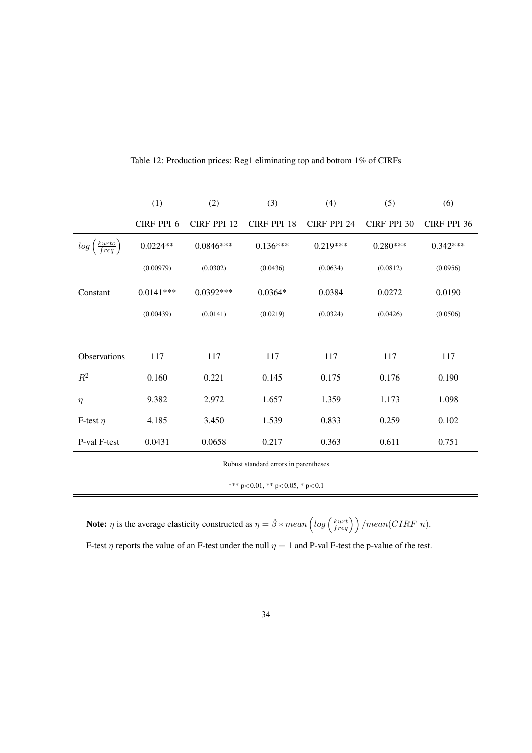Table 12: Production prices: Reg1 eliminating top and bottom 1% of CIRFs

| | (1) | (2) | (3) | (4) | (5) | (6) |
|---|---|---|---|---|---|---|
| | CIRF_PPI_6 | CIRF_PPI_12 | CIRF_PPI_18 | CIRF_PPI_24 | CIRF_PPI_30 | CIRF_PPI_36 |
| $log\left(\frac{kurto}{freq}\right)$ | 0.0224** | 0.0846*** | 0.136*** | 0.219*** | 0.280*** | 0.342*** |
| | (0.00979) | (0.0302) | (0.0436) | (0.0634) | (0.0812) | (0.0956) |
| Constant | 0.0141*** | 0.0392*** | 0.0364* | 0.0384 | 0.0272 | 0.0190 |
| | (0.00439) | (0.0141) | (0.0219) | (0.0324) | (0.0426) | (0.0506) |
| Observations | 117 | 117 | 117 | 117 | 117 | 117 |
| $R^2$ | 0.160 | 0.221 | 0.145 | 0.175 | 0.176 | 0.190 |
| $\eta$ | 9.382 | 2.972 | 1.657 | 1.359 | 1.173 | 1.098 |
| F-test $\eta$ | 4.185 | 3.450 | 1.539 | 0.833 | 0.259 | 0.102 |
| P-val F-test | 0.0431 | 0.0658 | 0.217 | 0.363 | 0.611 | 0.751 |

Robust standard errors in parentheses

*** p<0.01, ** p<0.05, * p<0.1

**Note:** $\eta$ is the average elasticity constructed as $\eta = \hat{\beta} * mean\left(log\left(\frac{kurt}{freq}\right)\right)/mean(CIRF\_n)$.

F-test $\eta$ reports the value of an F-test under the null $\eta = 1$ and P-val F-test the p-value of the test.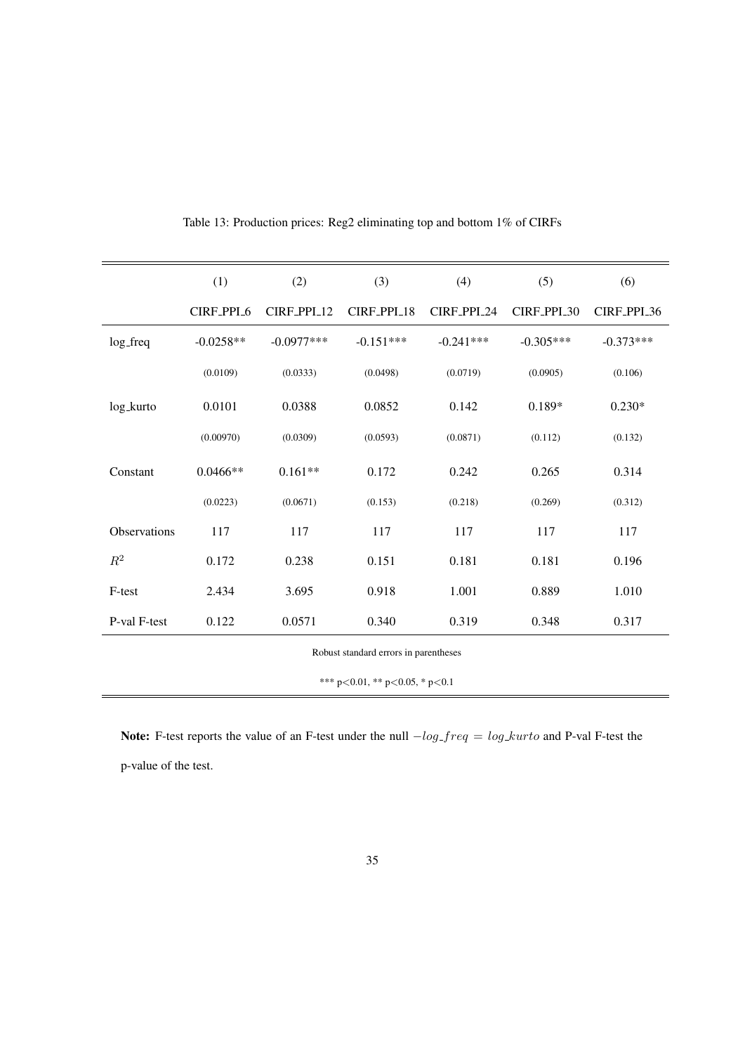Table 13: Production prices: Reg2 eliminating top and bottom 1% of CIRFs

| | (1) | (2) | (3) | (4) | (5) | (6) |
|---|---|---|---|---|---|---|
| | CIRF_PPI_6 | CIRF_PPI_12 | CIRF_PPI_18 | CIRF_PPI_24 | CIRF_PPI_30 | CIRF_PPI_36 |
| log_freq | -0.0258** | -0.0977*** | -0.151*** | -0.241*** | -0.305*** | -0.373*** |
| | (0.0109) | (0.0333) | (0.0498) | (0.0719) | (0.0905) | (0.106) |
| log_kurto | 0.0101 | 0.0388 | 0.0852 | 0.142 | 0.189* | 0.230* |
| | (0.00970) | (0.0309) | (0.0593) | (0.0871) | (0.112) | (0.132) |
| Constant | 0.0466** | 0.161** | 0.172 | 0.242 | 0.265 | 0.314 |
| | (0.0223) | (0.0671) | (0.153) | (0.218) | (0.269) | (0.312) |
| Observations | 117 | 117 | 117 | 117 | 117 | 117 |
| $R^2$ | 0.172 | 0.238 | 0.151 | 0.181 | 0.181 | 0.196 |
| F-test | 2.434 | 3.695 | 0.918 | 1.001 | 0.889 | 1.010 |
| P-val F-test | 0.122 | 0.0571 | 0.340 | 0.319 | 0.348 | 0.317 |

Robust standard errors in parentheses

*** p<0.01, ** p<0.05, * p<0.1

**Note:** F-test reports the value of an F-test under the null $-log\_freq = log\_kurto$ and P-val F-test the p-value of the test.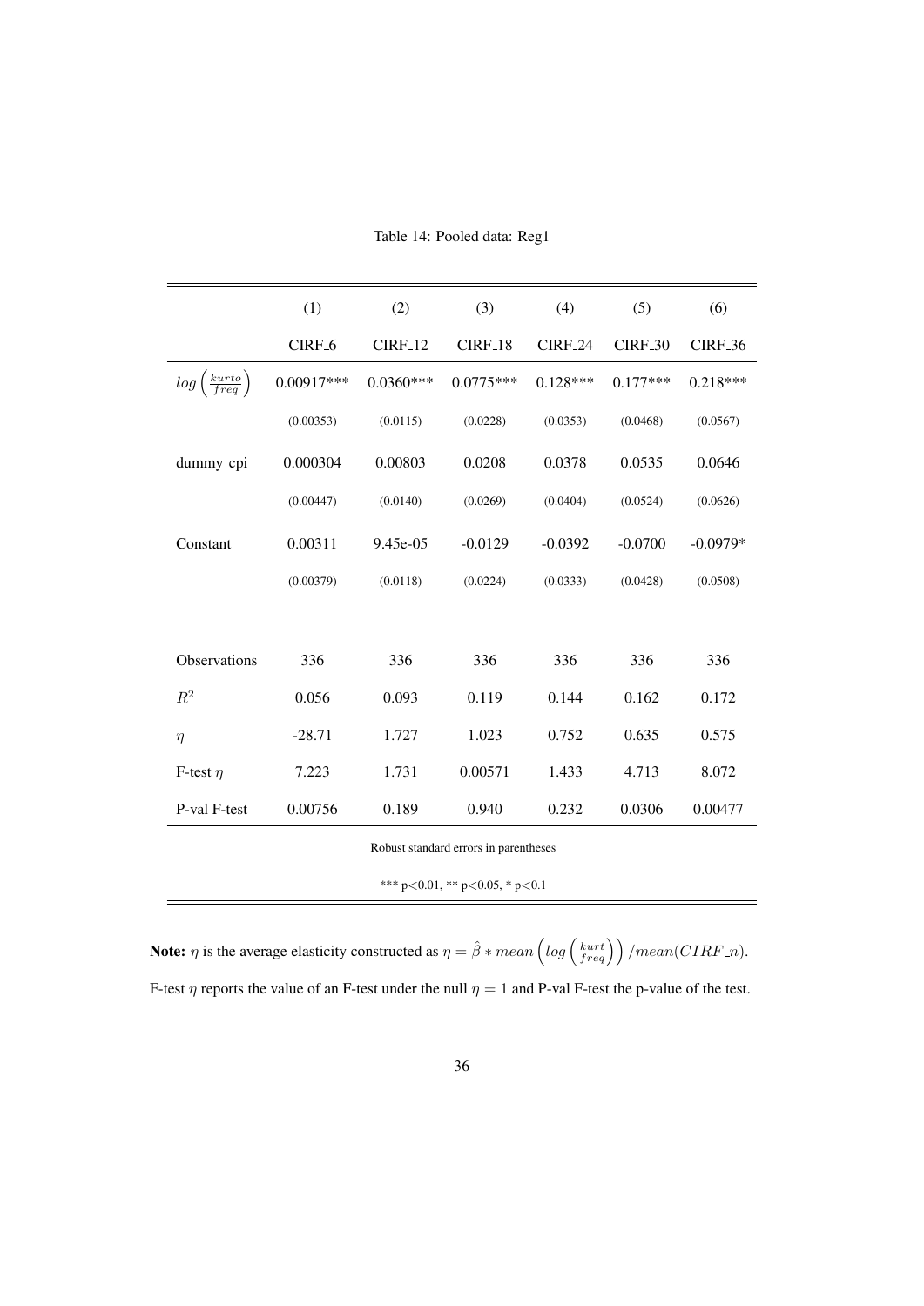Table 14: Pooled data: Reg1

| | (1) | (2) | (3) | (4) | (5) | (6) |
|---|---|---|---|---|---|---|
| | CIRF_6 | CIRF_12 | CIRF_18 | CIRF_24 | CIRF_30 | CIRF_36 |
| $log\left(\frac{kurto}{freq}\right)$ | 0.00917*** | 0.0360*** | 0.0775*** | 0.128*** | 0.177*** | 0.218*** |
| | (0.00353) | (0.0115) | (0.0228) | (0.0353) | (0.0468) | (0.0567) |
| dummy_cpi | 0.000304 | 0.00803 | 0.0208 | 0.0378 | 0.0535 | 0.0646 |
| | (0.00447) | (0.0140) | (0.0269) | (0.0404) | (0.0524) | (0.0626) |
| Constant | 0.00311 | 9.45e-05 | -0.0129 | -0.0392 | -0.0700 | -0.0979* |
| | (0.00379) | (0.0118) | (0.0224) | (0.0333) | (0.0428) | (0.0508) |
| | | | | | | |
| Observations | 336 | 336 | 336 | 336 | 336 | 336 |
| $R^2$ | 0.056 | 0.093 | 0.119 | 0.144 | 0.162 | 0.172 |
| $\eta$ | -28.71 | 1.727 | 1.023 | 0.752 | 0.635 | 0.575 |
| F-test $\eta$ | 7.223 | 1.731 | 0.00571 | 1.433 | 4.713 | 8.072 |
| P-val F-test | 0.00756 | 0.189 | 0.940 | 0.232 | 0.0306 | 0.00477 |

Robust standard errors in parentheses

*** p<0.01, ** p<0.05, * p<0.1

**Note:** $\eta$ is the average elasticity constructed as $\eta = \hat{\beta} * mean\left(log\left(\frac{kurt}{freq}\right)\right) / mean(CIRF\_n)$. F-test $\eta$ reports the value of an F-test under the null $\eta = 1$ and P-val F-test the p-value of the test.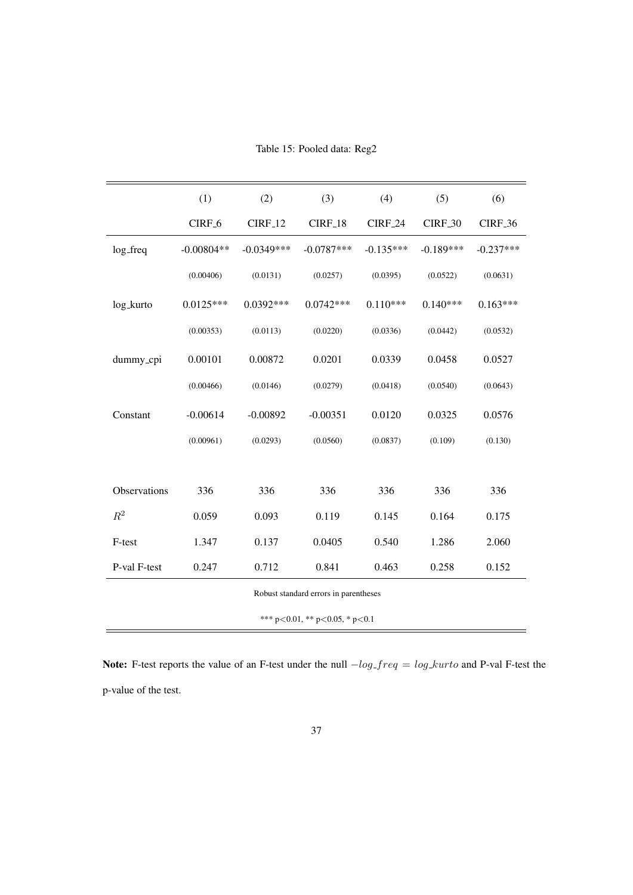Table 15: Pooled data: Reg2

| | (1) | (2) | (3) | (4) | (5) | (6) |
|---|---|---|---|---|---|---|
| | CIRF_6 | CIRF_12 | CIRF_18 | CIRF_24 | CIRF_30 | CIRF_36 |
| log_freq | -0.00804** | -0.0349*** | -0.0787*** | -0.135*** | -0.189*** | -0.237*** |
| | (0.00406) | (0.0131) | (0.0257) | (0.0395) | (0.0522) | (0.0631) |
| log_kurto | 0.0125*** | 0.0392*** | 0.0742*** | 0.110*** | 0.140*** | 0.163*** |
| | (0.00353) | (0.0113) | (0.0220) | (0.0336) | (0.0442) | (0.0532) |
| dummy_cpi | 0.00101 | 0.00872 | 0.0201 | 0.0339 | 0.0458 | 0.0527 |
| | (0.00466) | (0.0146) | (0.0279) | (0.0418) | (0.0540) | (0.0643) |
| Constant | -0.00614 | -0.00892 | -0.00351 | 0.0120 | 0.0325 | 0.0576 |
| | (0.00961) | (0.0293) | (0.0560) | (0.0837) | (0.109) | (0.130) |
| Observations | 336 | 336 | 336 | 336 | 336 | 336 |
| $R^2$ | 0.059 | 0.093 | 0.119 | 0.145 | 0.164 | 0.175 |
| F-test | 1.347 | 0.137 | 0.0405 | 0.540 | 1.286 | 2.060 |
| P-val F-test | 0.247 | 0.712 | 0.841 | 0.463 | 0.258 | 0.152 |

Robust standard errors in parentheses

*** p<0.01, ** p<0.05, * p<0.1

**Note:** F-test reports the value of an F-test under the null $-log\_freq = log\_kurto$ and P-val F-test the p-value of the test.